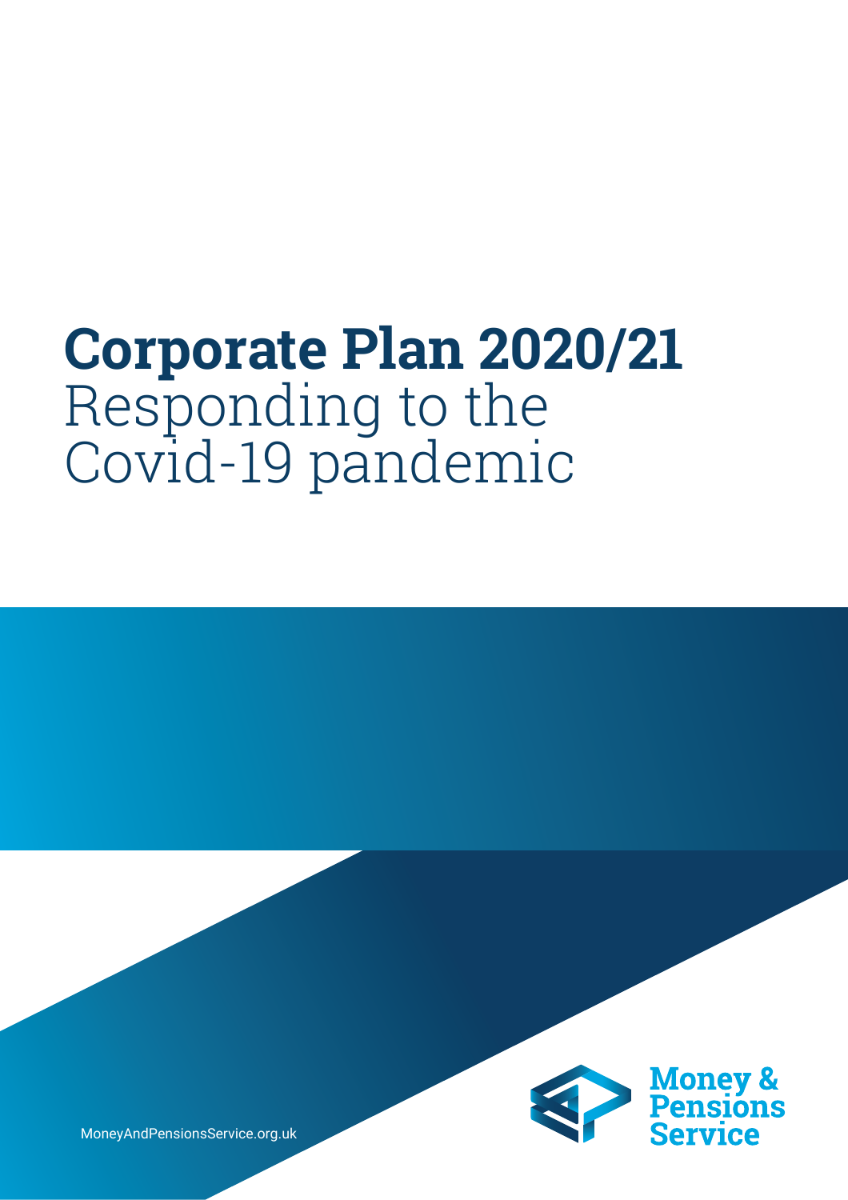# Corpo­rate Plan 2020/21

Responding to the Covid-19 pandemic

MoneyAndPensionsService.org.uk

Money & Pensions Service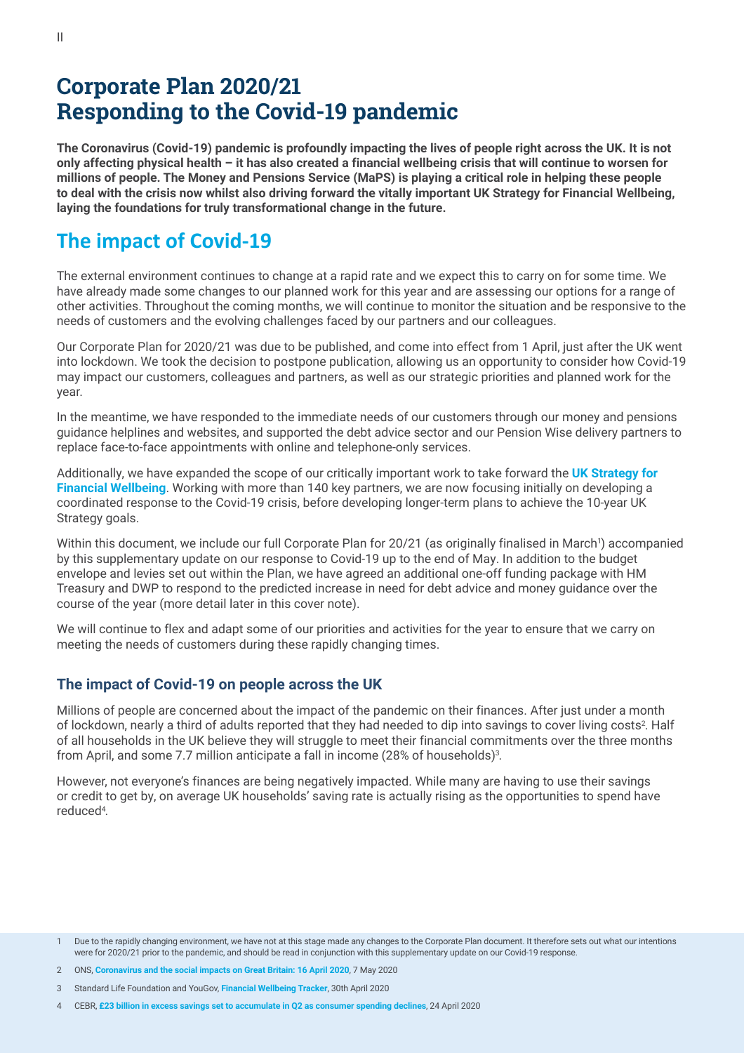# Corporate Plan 2020/21
# Responding to the Covid-19 pandemic

**The Coronavirus (Covid-19) pandemic is profoundly impacting the lives of people right across the UK. It is not only affecting physical health – it has also created a financial wellbeing crisis that will continue to worsen for millions of people. The Money and Pensions Service (MaPS) is playing a critical role in helping these people to deal with the crisis now whilst also driving forward the vitally important UK Strategy for Financial Wellbeing, laying the foundations for truly transformational change in the future.**

## The impact of Covid-19

The external environment continues to change at a rapid rate and we expect this to carry on for some time. We have already made some changes to our planned work for this year and are assessing our options for a range of other activities. Throughout the coming months, we will continue to monitor the situation and be responsive to the needs of customers and the evolving challenges faced by our partners and our colleagues.

Our Corporate Plan for 2020/21 was due to be published, and come into effect from 1 April, just after the UK went into lockdown. We took the decision to postpone publication, allowing us an opportunity to consider how Covid-19 may impact our customers, colleagues and partners, as well as our strategic priorities and planned work for the year.

In the meantime, we have responded to the immediate needs of our customers through our money and pensions guidance helplines and websites, and supported the debt advice sector and our Pension Wise delivery partners to replace face-to-face appointments with online and telephone-only services.

Additionally, we have expanded the scope of our critically important work to take forward the **UK Strategy for Financial Wellbeing**. Working with more than 140 key partners, we are now focusing initially on developing a coordinated response to the Covid-19 crisis, before developing longer-term plans to achieve the 10-year UK Strategy goals.

Within this document, we include our full Corporate Plan for 20/21 (as originally finalised in March[1]) accompanied by this supplementary update on our response to Covid-19 up to the end of May. In addition to the budget envelope and levies set out within the Plan, we have agreed an additional one-off funding package with HM Treasury and DWP to respond to the predicted increase in need for debt advice and money guidance over the course of the year (more detail later in this cover note).

We will continue to flex and adapt some of our priorities and activities for the year to ensure that we carry on meeting the needs of customers during these rapidly changing times.

### The impact of Covid-19 on people across the UK

Millions of people are concerned about the impact of the pandemic on their finances. After just under a month of lockdown, nearly a third of adults reported that they had needed to dip into savings to cover living costs[2]. Half of all households in the UK believe they will struggle to meet their financial commitments over the three months from April, and some 7.7 million anticipate a fall in income (28% of households)[3].

However, not everyone's finances are being negatively impacted. While many are having to use their savings or credit to get by, on average UK households' saving rate is actually rising as the opportunities to spend have reduced[4].

1 Due to the rapidly changing environment, we have not at this stage made any changes to the Corporate Plan document. It therefore sets out what our intentions were for 2020/21 prior to the pandemic, and should be read in conjunction with this supplementary update on our Covid-19 response.

2 ONS, **Coronavirus and the social impacts on Great Britain: 16 April 2020**, 7 May 2020

3 Standard Life Foundation and YouGov, **Financial Wellbeing Tracker**, 30th April 2020

4 CEBR, **£23 billion in excess savings set to accumulate in Q2 as consumer spending declines**, 24 April 2020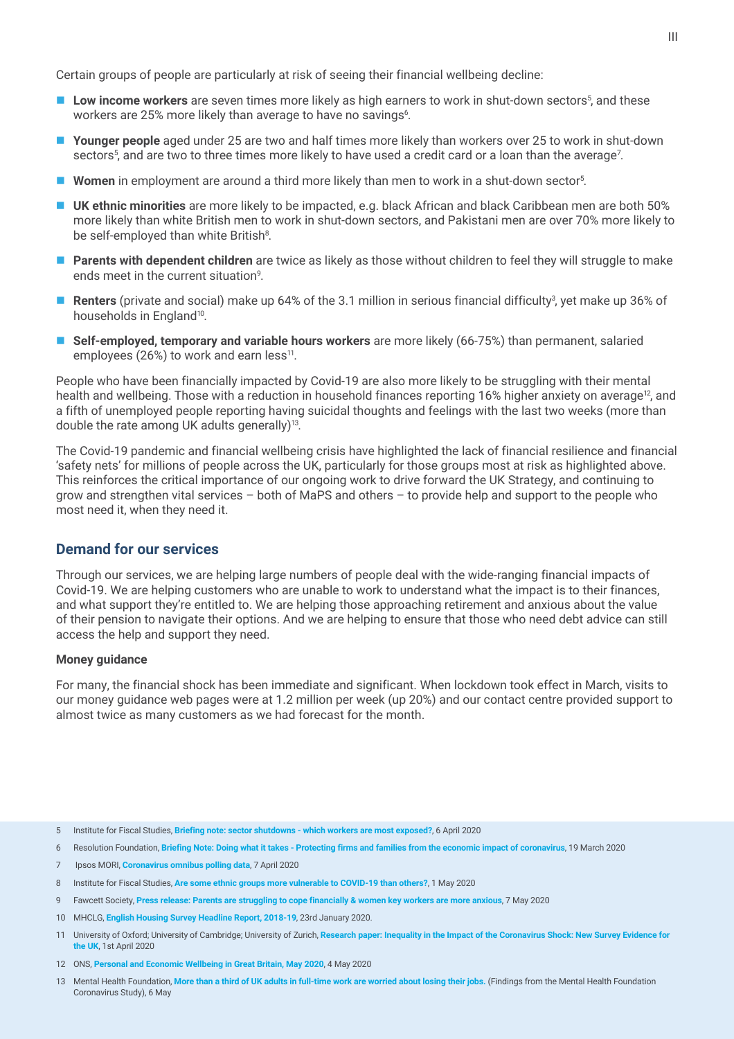Certain groups of people are particularly at risk of seeing their financial wellbeing decline:

- **Low income workers** are seven times more likely as high earners to work in shut-down sectors[5], and these workers are 25% more likely than average to have no savings[6].
- **Younger people** aged under 25 are two and half times more likely than workers over 25 to work in shut-down sectors[5], and are two to three times more likely to have used a credit card or a loan than the average[7].
- **Women** in employment are around a third more likely than men to work in a shut-down sector[5].
- **UK ethnic minorities** are more likely to be impacted, e.g. black African and black Caribbean men are both 50% more likely than white British men to work in shut-down sectors, and Pakistani men are over 70% more likely to be self-employed than white British[8].
- **Parents with dependent children** are twice as likely as those without children to feel they will struggle to make ends meet in the current situation[9].
- **Renters** (private and social) make up 64% of the 3.1 million in serious financial difficulty[3], yet make up 36% of households in England[10].
- **Self-employed, temporary and variable hours workers** are more likely (66-75%) than permanent, salaried employees (26%) to work and earn less[11].

People who have been financially impacted by Covid-19 are also more likely to be struggling with their mental health and wellbeing. Those with a reduction in household finances reporting 16% higher anxiety on average[12], and a fifth of unemployed people reporting having suicidal thoughts and feelings with the last two weeks (more than double the rate among UK adults generally)[13].

The Covid-19 pandemic and financial wellbeing crisis have highlighted the lack of financial resilience and financial 'safety nets' for millions of people across the UK, particularly for those groups most at risk as highlighted above. This reinforces the critical importance of our ongoing work to drive forward the UK Strategy, and continuing to grow and strengthen vital services – both of MaPS and others – to provide help and support to the people who most need it, when they need it.

## Demand for our services

Through our services, we are helping large numbers of people deal with the wide-ranging financial impacts of Covid-19. We are helping customers who are unable to work to understand what the impact is to their finances, and what support they're entitled to. We are helping those approaching retirement and anxious about the value of their pension to navigate their options. And we are helping to ensure that those who need debt advice can still access the help and support they need.

### Money guidance

For many, the financial shock has been immediate and significant. When lockdown took effect in March, visits to our money guidance web pages were at 1.2 million per week (up 20%) and our contact centre provided support to almost twice as many customers as we had forecast for the month.

5 Institute for Fiscal Studies, **Briefing note: sector shutdowns - which workers are most exposed?**, 6 April 2020

6 Resolution Foundation, **Briefing Note: Doing what it takes - Protecting firms and families from the economic impact of coronavirus**, 19 March 2020

7 Ipsos MORI, **Coronavirus omnibus polling data**, 7 April 2020

8 Institute for Fiscal Studies, **Are some ethnic groups more vulnerable to COVID-19 than others?**, 1 May 2020

9 Fawcett Society, **Press release: Parents are struggling to cope financially & women key workers are more anxious**, 7 May 2020

10 MHCLG, **English Housing Survey Headline Report, 2018-19**, 23rd January 2020.

11 University of Oxford; University of Cambridge; University of Zurich, **Research paper: Inequality in the Impact of the Coronavirus Shock: New Survey Evidence for the UK**, 1st April 2020

12 ONS, **Personal and Economic Wellbeing in Great Britain, May 2020**, 4 May 2020

13 Mental Health Foundation, **More than a third of UK adults in full-time work are worried about losing their jobs.** (Findings from the Mental Health Foundation Coronavirus Study), 6 May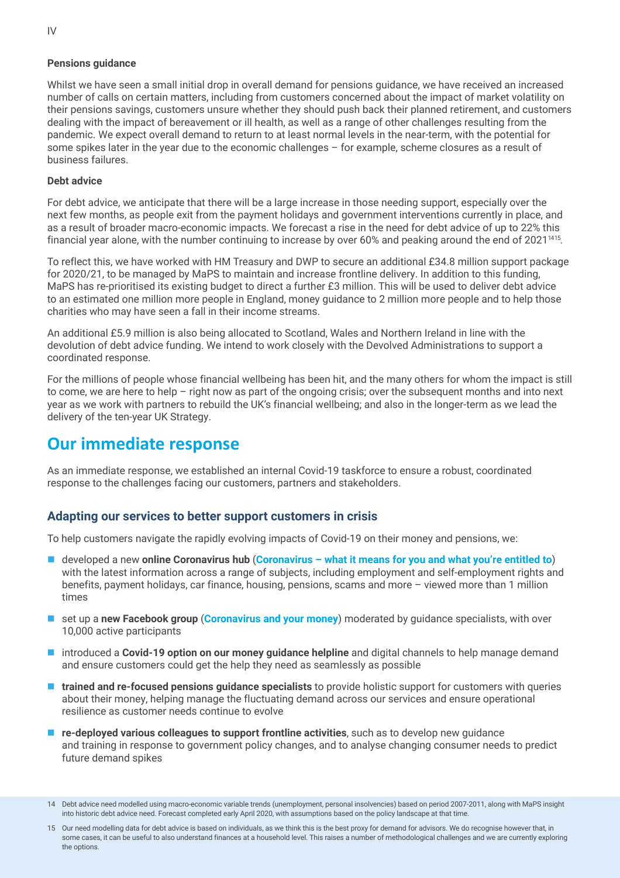#### Pensions guidance

Whilst we have seen a small initial drop in overall demand for pensions guidance, we have received an increased number of calls on certain matters, including from customers concerned about the impact of market volatility on their pensions savings, customers unsure whether they should push back their planned retirement, and customers dealing with the impact of bereavement or ill health, as well as a range of other challenges resulting from the pandemic. We expect overall demand to return to at least normal levels in the near-term, with the potential for some spikes later in the year due to the economic challenges – for example, scheme closures as a result of business failures.

#### Debt advice

For debt advice, we anticipate that there will be a large increase in those needing support, especially over the next few months, as people exit from the payment holidays and government interventions currently in place, and as a result of broader macro-economic impacts. We forecast a rise in the need for debt advice of up to 22% this financial year alone, with the number continuing to increase by over 60% and peaking around the end of 2021[14][15].

To reflect this, we have worked with HM Treasury and DWP to secure an additional £34.8 million support package for 2020/21, to be managed by MaPS to maintain and increase frontline delivery. In addition to this funding, MaPS has re-prioritised its existing budget to direct a further £3 million. This will be used to deliver debt advice to an estimated one million more people in England, money guidance to 2 million more people and to help those charities who may have seen a fall in their income streams.

An additional £5.9 million is also being allocated to Scotland, Wales and Northern Ireland in line with the devolution of debt advice funding. We intend to work closely with the Devolved Administrations to support a coordinated response.

For the millions of people whose financial wellbeing has been hit, and the many others for whom the impact is still to come, we are here to help – right now as part of the ongoing crisis; over the subsequent months and into next year as we work with partners to rebuild the UK's financial wellbeing; and also in the longer-term as we lead the delivery of the ten-year UK Strategy.

## Our immediate response

As an immediate response, we established an internal Covid-19 taskforce to ensure a robust, coordinated response to the challenges facing our customers, partners and stakeholders.

### Adapting our services to better support customers in crisis

To help customers navigate the rapidly evolving impacts of Covid-19 on their money and pensions, we:

- developed a new **online Coronavirus hub** (**Coronavirus – what it means for you and what you're entitled to**) with the latest information across a range of subjects, including employment and self-employment rights and benefits, payment holidays, car finance, housing, pensions, scams and more – viewed more than 1 million times
- set up a **new Facebook group** (**Coronavirus and your money**) moderated by guidance specialists, with over 10,000 active participants
- introduced a **Covid-19 option on our money guidance helpline** and digital channels to help manage demand and ensure customers could get the help they need as seamlessly as possible
- **trained and re-focused pensions guidance specialists** to provide holistic support for customers with queries about their money, helping manage the fluctuating demand across our services and ensure operational resilience as customer needs continue to evolve
- **re-deployed various colleagues to support frontline activities**, such as to develop new guidance and training in response to government policy changes, and to analyse changing consumer needs to predict future demand spikes

14 Debt advice need modelled using macro-economic variable trends (unemployment, personal insolvencies) based on period 2007-2011, along with MaPS insight into historic debt advice need. Forecast completed early April 2020, with assumptions based on the policy landscape at that time.

15 Our need modelling data for debt advice is based on individuals, as we think this is the best proxy for demand for advisors. We do recognise however that, in some cases, it can be useful to also understand finances at a household level. This raises a number of methodological challenges and we are currently exploring the options.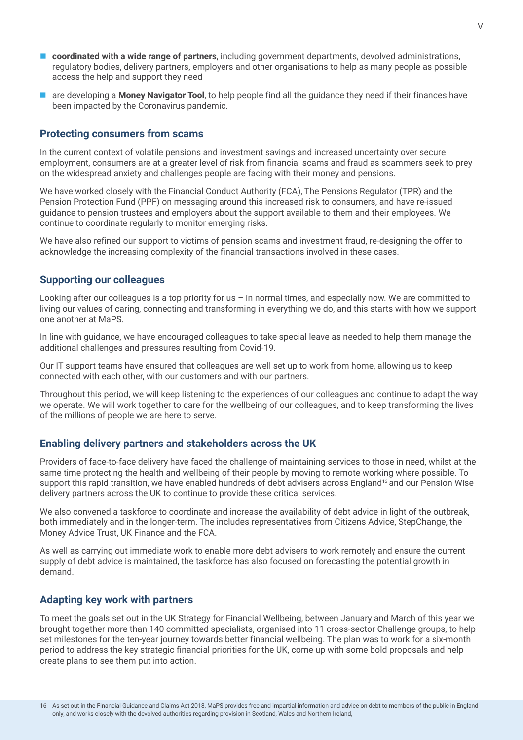- **coordinated with a wide range of partners**, including government departments, devolved administrations, regulatory bodies, delivery partners, employers and other organisations to help as many people as possible access the help and support they need
- are developing a **Money Navigator Tool**, to help people find all the guidance they need if their finances have been impacted by the Coronavirus pandemic.

### Protecting consumers from scams

In the current context of volatile pensions and investment savings and increased uncertainty over secure employment, consumers are at a greater level of risk from financial scams and fraud as scammers seek to prey on the widespread anxiety and challenges people are facing with their money and pensions.

We have worked closely with the Financial Conduct Authority (FCA), The Pensions Regulator (TPR) and the Pension Protection Fund (PPF) on messaging around this increased risk to consumers, and have re-issued guidance to pension trustees and employers about the support available to them and their employees. We continue to coordinate regularly to monitor emerging risks.

We have also refined our support to victims of pension scams and investment fraud, re-designing the offer to acknowledge the increasing complexity of the financial transactions involved in these cases.

### Supporting our colleagues

Looking after our colleagues is a top priority for us – in normal times, and especially now. We are committed to living our values of caring, connecting and transforming in everything we do, and this starts with how we support one another at MaPS.

In line with guidance, we have encouraged colleagues to take special leave as needed to help them manage the additional challenges and pressures resulting from Covid-19.

Our IT support teams have ensured that colleagues are well set up to work from home, allowing us to keep connected with each other, with our customers and with our partners.

Throughout this period, we will keep listening to the experiences of our colleagues and continue to adapt the way we operate. We will work together to care for the wellbeing of our colleagues, and to keep transforming the lives of the millions of people we are here to serve.

### Enabling delivery partners and stakeholders across the UK

Providers of face-to-face delivery have faced the challenge of maintaining services to those in need, whilst at the same time protecting the health and wellbeing of their people by moving to remote working where possible. To support this rapid transition, we have enabled hundreds of debt advisers across England[16] and our Pension Wise delivery partners across the UK to continue to provide these critical services.

We also convened a taskforce to coordinate and increase the availability of debt advice in light of the outbreak, both immediately and in the longer-term. The includes representatives from Citizens Advice, StepChange, the Money Advice Trust, UK Finance and the FCA.

As well as carrying out immediate work to enable more debt advisers to work remotely and ensure the current supply of debt advice is maintained, the taskforce has also focused on forecasting the potential growth in demand.

### Adapting key work with partners

To meet the goals set out in the UK Strategy for Financial Wellbeing, between January and March of this year we brought together more than 140 committed specialists, organised into 11 cross-sector Challenge groups, to help set milestones for the ten-year journey towards better financial wellbeing. The plan was to work for a six-month period to address the key strategic financial priorities for the UK, come up with some bold proposals and help create plans to see them put into action.

16 As set out in the Financial Guidance and Claims Act 2018, MaPS provides free and impartial information and advice on debt to members of the public in England only, and works closely with the devolved authorities regarding provision in Scotland, Wales and Northern Ireland,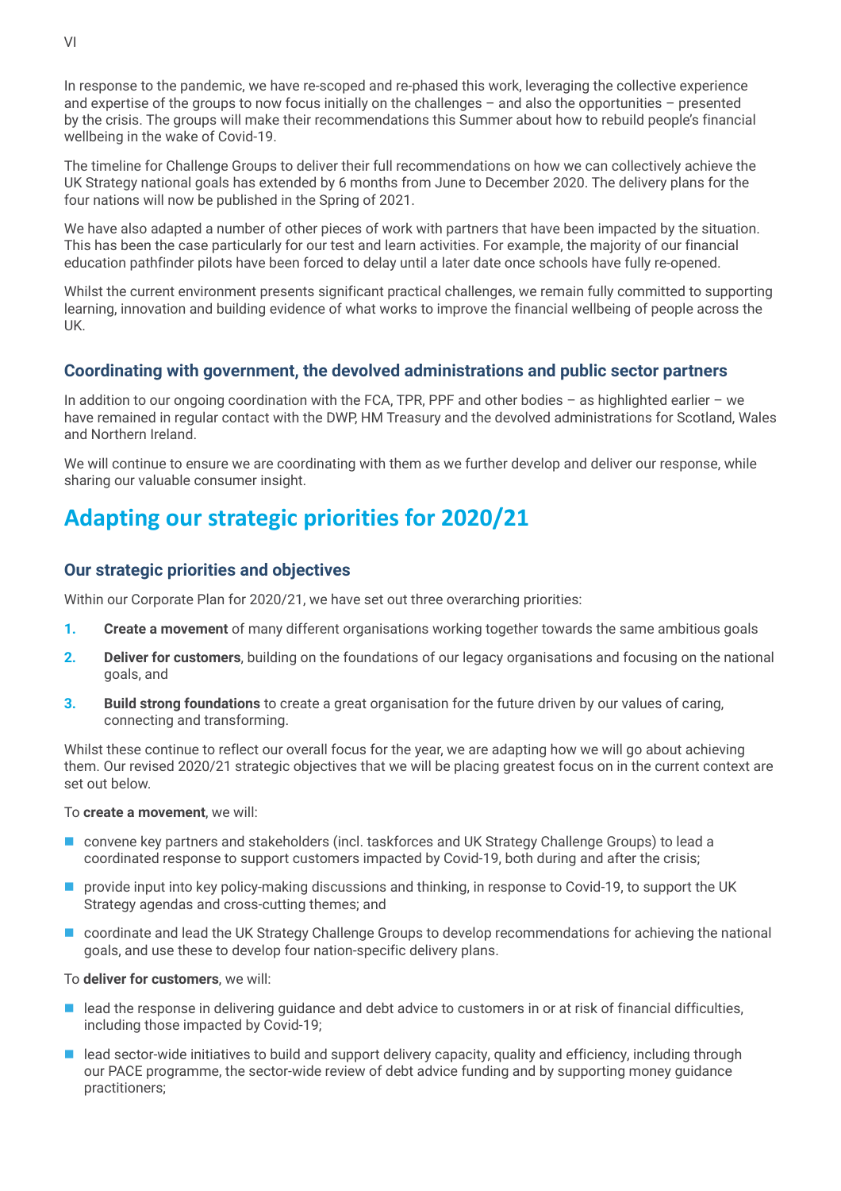In response to the pandemic, we have re-scoped and re-phased this work, leveraging the collective experience and expertise of the groups to now focus initially on the challenges – and also the opportunities – presented by the crisis. The groups will make their recommendations this Summer about how to rebuild people's financial wellbeing in the wake of Covid-19.

The timeline for Challenge Groups to deliver their full recommendations on how we can collectively achieve the UK Strategy national goals has extended by 6 months from June to December 2020. The delivery plans for the four nations will now be published in the Spring of 2021.

We have also adapted a number of other pieces of work with partners that have been impacted by the situation. This has been the case particularly for our test and learn activities. For example, the majority of our financial education pathfinder pilots have been forced to delay until a later date once schools have fully re-opened.

Whilst the current environment presents significant practical challenges, we remain fully committed to supporting learning, innovation and building evidence of what works to improve the financial wellbeing of people across the UK.

### Coordinating with government, the devolved administrations and public sector partners

In addition to our ongoing coordination with the FCA, TPR, PPF and other bodies – as highlighted earlier – we have remained in regular contact with the DWP, HM Treasury and the devolved administrations for Scotland, Wales and Northern Ireland.

We will continue to ensure we are coordinating with them as we further develop and deliver our response, while sharing our valuable consumer insight.

## Adapting our strategic priorities for 2020/21

### Our strategic priorities and objectives

Within our Corporate Plan for 2020/21, we have set out three overarching priorities:

1. **Create a movement** of many different organisations working together towards the same ambitious goals
2. **Deliver for customers**, building on the foundations of our legacy organisations and focusing on the national goals, and
3. **Build strong foundations** to create a great organisation for the future driven by our values of caring, connecting and transforming.

Whilst these continue to reflect our overall focus for the year, we are adapting how we will go about achieving them. Our revised 2020/21 strategic objectives that we will be placing greatest focus on in the current context are set out below.

To **create a movement**, we will:

- convene key partners and stakeholders (incl. taskforces and UK Strategy Challenge Groups) to lead a coordinated response to support customers impacted by Covid-19, both during and after the crisis;
- provide input into key policy-making discussions and thinking, in response to Covid-19, to support the UK Strategy agendas and cross-cutting themes; and
- coordinate and lead the UK Strategy Challenge Groups to develop recommendations for achieving the national goals, and use these to develop four nation-specific delivery plans.

To **deliver for customers**, we will:

- lead the response in delivering guidance and debt advice to customers in or at risk of financial difficulties, including those impacted by Covid-19;
- lead sector-wide initiatives to build and support delivery capacity, quality and efficiency, including through our PACE programme, the sector-wide review of debt advice funding and by supporting money guidance practitioners;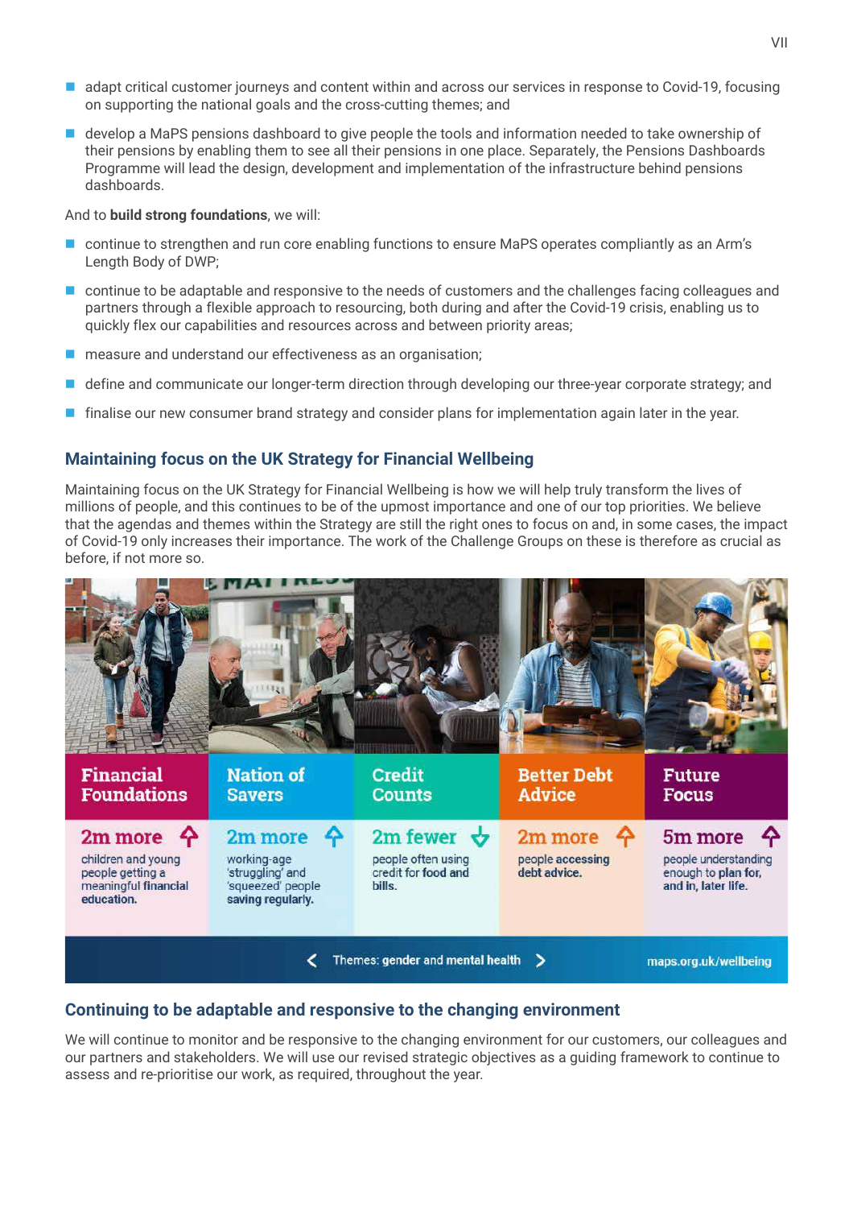- adapt critical customer journeys and content within and across our services in response to Covid-19, focusing on supporting the national goals and the cross-cutting themes; and
- develop a MaPS pensions dashboard to give people the tools and information needed to take ownership of their pensions by enabling them to see all their pensions in one place. Separately, the Pensions Dashboards Programme will lead the design, development and implementation of the infrastructure behind pensions dashboards.

And to **build strong foundations**, we will:

- continue to strengthen and run core enabling functions to ensure MaPS operates compliantly as an Arm's Length Body of DWP;
- continue to be adaptable and responsive to the needs of customers and the challenges facing colleagues and partners through a flexible approach to resourcing, both during and after the Covid-19 crisis, enabling us to quickly flex our capabilities and resources across and between priority areas;
- measure and understand our effectiveness as an organisation;
- define and communicate our longer-term direction through developing our three-year corporate strategy; and
- finalise our new consumer brand strategy and consider plans for implementation again later in the year.

## Maintaining focus on the UK Strategy for Financial Wellbeing

Maintaining focus on the UK Strategy for Financial Wellbeing is how we will help truly transform the lives of millions of people, and this continues to be of the upmost importance and one of our top priorities. We believe that the agendas and themes within the Strategy are still the right ones to focus on and, in some cases, the impact of Covid-19 only increases their importance. The work of the Challenge Groups on these is therefore as crucial as before, if not more so.

| Financial Foundations | Nation of Savers | Credit Counts | Better Debt Advice | Future Focus |
|---|---|---|---|---|
| 2m more ↑ children and young people getting a meaningful financial education. | 2m more ↑ working-age 'struggling' and 'squeezed' people saving regularly. | 2m fewer ↓ people often using credit for food and bills. | 2m more ↑ people accessing debt advice. | 5m more ↑ people understanding enough to plan for, and in, later life. |

Themes: gender and mental health

maps.org.uk/wellbeing

## Continuing to be adaptable and responsive to the changing environment

We will continue to monitor and be responsive to the changing environment for our customers, our colleagues and our partners and stakeholders. We will use our revised strategic objectives as a guiding framework to continue to assess and re-prioritise our work, as required, throughout the year.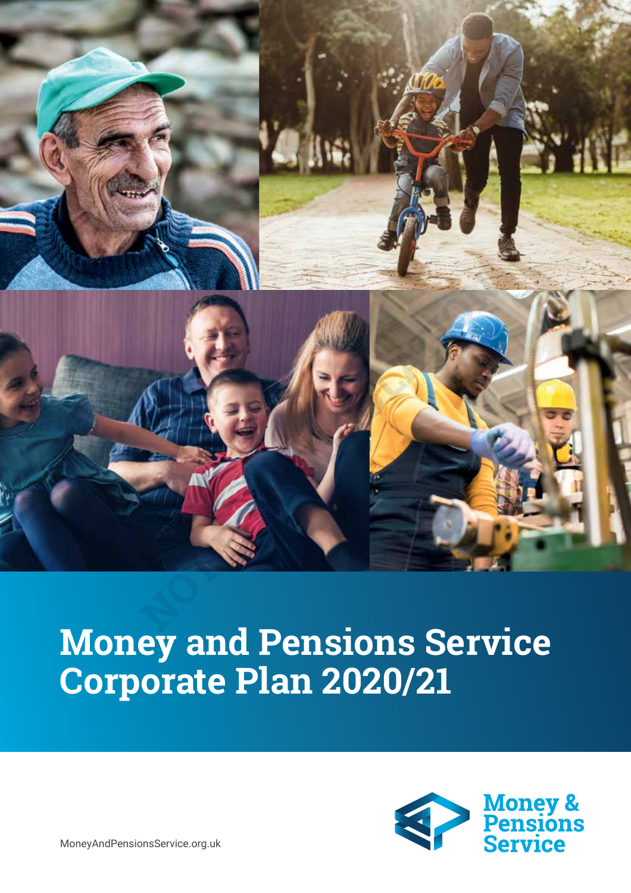# Money and Pensions Service Corporate Plan 2020/21

MoneyAndPensionsService.org.uk

Money & Pensions Service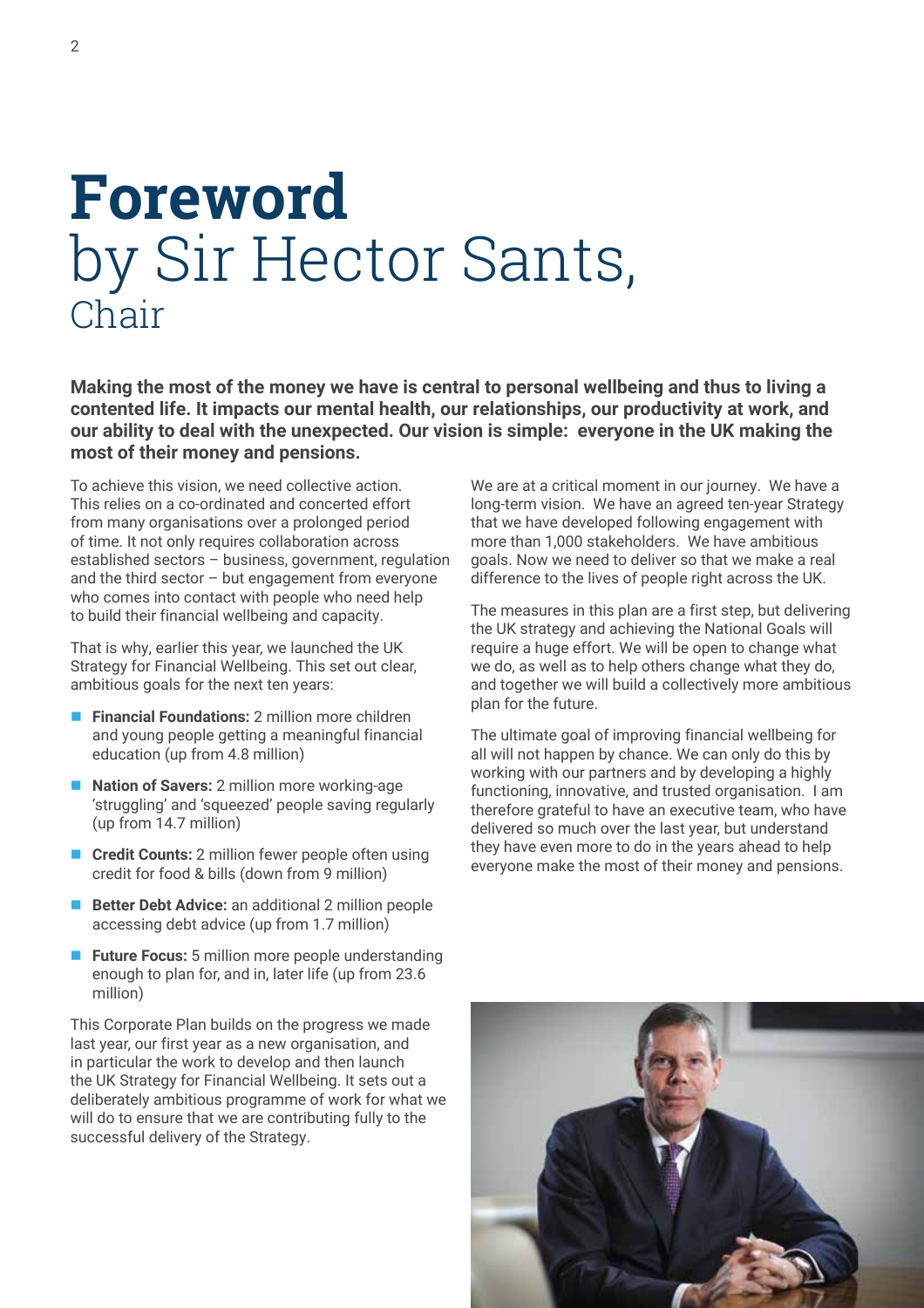# Foreword by Sir Hector Sants, Chair

**Making the most of the money we have is central to personal wellbeing and thus to living a contented life. It impacts our mental health, our relationships, our productivity at work, and our ability to deal with the unexpected. Our vision is simple: everyone in the UK making the most of their money and pensions.**

To achieve this vision, we need collective action. This relies on a co-ordinated and concerted effort from many organisations over a prolonged period of time. It not only requires collaboration across established sectors – business, government, regulation and the third sector – but engagement from everyone who comes into contact with people who need help to build their financial wellbeing and capacity.

That is why, earlier this year, we launched the UK Strategy for Financial Wellbeing. This set out clear, ambitious goals for the next ten years:

- **Financial Foundations:** 2 million more children and young people getting a meaningful financial education (up from 4.8 million)
- **Nation of Savers:** 2 million more working-age 'struggling' and 'squeezed' people saving regularly (up from 14.7 million)
- **Credit Counts:** 2 million fewer people often using credit for food & bills (down from 9 million)
- **Better Debt Advice:** an additional 2 million people accessing debt advice (up from 1.7 million)
- **Future Focus:** 5 million more people understanding enough to plan for, and in, later life (up from 23.6 million)

This Corporate Plan builds on the progress we made last year, our first year as a new organisation, and in particular the work to develop and then launch the UK Strategy for Financial Wellbeing. It sets out a deliberately ambitious programme of work for what we will do to ensure that we are contributing fully to the successful delivery of the Strategy.

We are at a critical moment in our journey. We have a long-term vision. We have an agreed ten-year Strategy that we have developed following engagement with more than 1,000 stakeholders. We have ambitious goals. Now we need to deliver so that we make a real difference to the lives of people right across the UK.

The measures in this plan are a first step, but delivering the UK strategy and achieving the National Goals will require a huge effort. We will be open to change what we do, as well as to help others change what they do, and together we will build a collectively more ambitious plan for the future.

The ultimate goal of improving financial wellbeing for all will not happen by chance. We can only do this by working with our partners and by developing a highly functioning, innovative, and trusted organisation. I am therefore grateful to have an executive team, who have delivered so much over the last year, but understand they have even more to do in the years ahead to help everyone make the most of their money and pensions.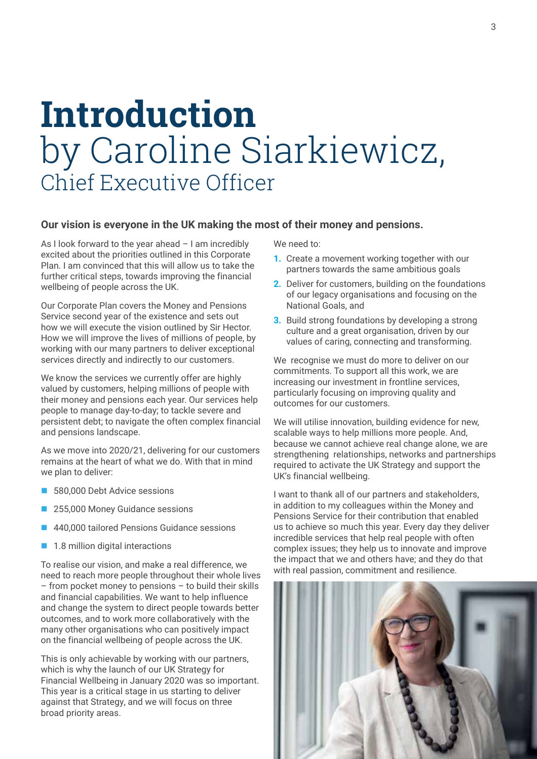# Introduction by Caroline Siarkiewicz, Chief Executive Officer

**Our vision is everyone in the UK making the most of their money and pensions.**

As I look forward to the year ahead – I am incredibly excited about the priorities outlined in this Corporate Plan. I am convinced that this will allow us to take the further critical steps, towards improving the financial wellbeing of people across the UK.

Our Corporate Plan covers the Money and Pensions Service second year of the existence and sets out how we will execute the vision outlined by Sir Hector. How we will improve the lives of millions of people, by working with our many partners to deliver exceptional services directly and indirectly to our customers.

We know the services we currently offer are highly valued by customers, helping millions of people with their money and pensions each year. Our services help people to manage day-to-day; to tackle severe and persistent debt; to navigate the often complex financial and pensions landscape.

As we move into 2020/21, delivering for our customers remains at the heart of what we do. With that in mind we plan to deliver:

- 580,000 Debt Advice sessions
- 255,000 Money Guidance sessions
- 440,000 tailored Pensions Guidance sessions
- 1.8 million digital interactions

To realise our vision, and make a real difference, we need to reach more people throughout their whole lives – from pocket money to pensions – to build their skills and financial capabilities. We want to help influence and change the system to direct people towards better outcomes, and to work more collaboratively with the many other organisations who can positively impact on the financial wellbeing of people across the UK.

This is only achievable by working with our partners, which is why the launch of our UK Strategy for Financial Wellbeing in January 2020 was so important. This year is a critical stage in us starting to deliver against that Strategy, and we will focus on three broad priority areas.

We need to:

1. Create a movement working together with our partners towards the same ambitious goals
2. Deliver for customers, building on the foundations of our legacy organisations and focusing on the National Goals, and
3. Build strong foundations by developing a strong culture and a great organisation, driven by our values of caring, connecting and transforming.

We recognise we must do more to deliver on our commitments. To support all this work, we are increasing our investment in frontline services, particularly focusing on improving quality and outcomes for our customers.

We will utilise innovation, building evidence for new, scalable ways to help millions more people. And, because we cannot achieve real change alone, we are strengthening relationships, networks and partnerships required to activate the UK Strategy and support the UK's financial wellbeing.

I want to thank all of our partners and stakeholders, in addition to my colleagues within the Money and Pensions Service for their contribution that enabled us to achieve so much this year. Every day they deliver incredible services that help real people with often complex issues; they help us to innovate and improve the impact that we and others have; and they do that with real passion, commitment and resilience.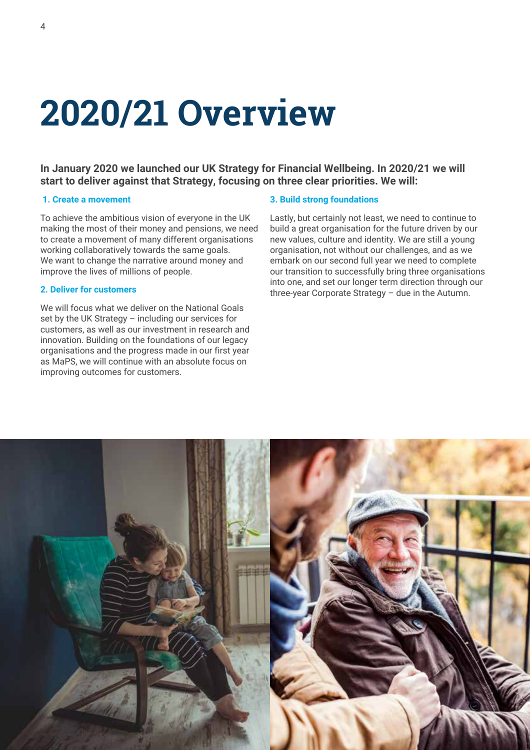# 2020/21 Overview

**In January 2020 we launched our UK Strategy for Financial Wellbeing. In 2020/21 we will start to deliver against that Strategy, focusing on three clear priorities. We will:**

### 1. Create a movement

To achieve the ambitious vision of everyone in the UK making the most of their money and pensions, we need to create a movement of many different organisations working collaboratively towards the same goals. We want to change the narrative around money and improve the lives of millions of people.

### 2. Deliver for customers

We will focus what we deliver on the National Goals set by the UK Strategy – including our services for customers, as well as our investment in research and innovation. Building on the foundations of our legacy organisations and the progress made in our first year as MaPS, we will continue with an absolute focus on improving outcomes for customers.

### 3. Build strong foundations

Lastly, but certainly not least, we need to continue to build a great organisation for the future driven by our new values, culture and identity. We are still a young organisation, not without our challenges, and as we embark on our second full year we need to complete our transition to successfully bring three organisations into one, and set our longer term direction through our three-year Corporate Strategy – due in the Autumn.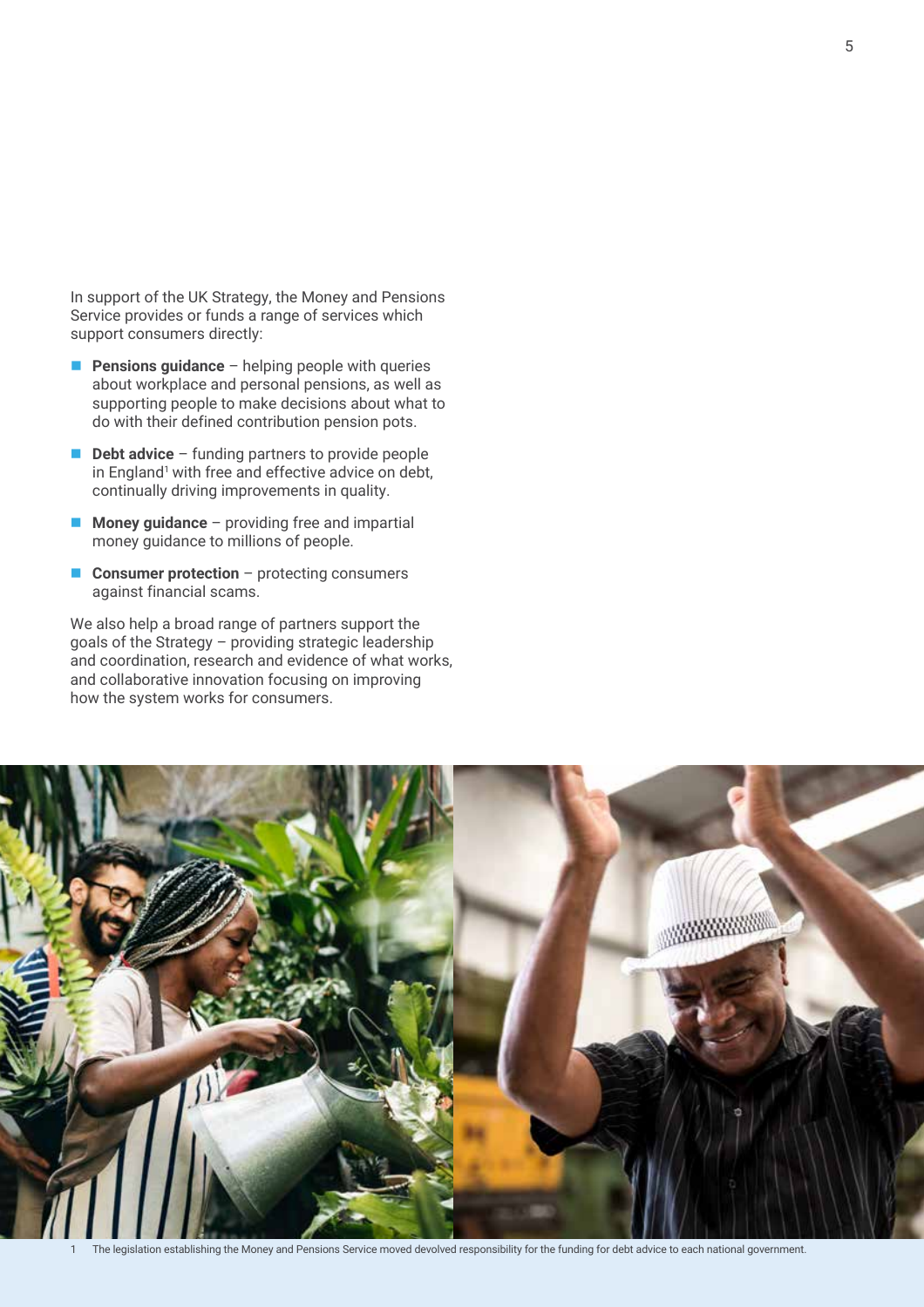In support of the UK Strategy, the Money and Pensions Service provides or funds a range of services which support consumers directly:

- **Pensions guidance** – helping people with queries about workplace and personal pensions, as well as supporting people to make decisions about what to do with their defined contribution pension pots.
- **Debt advice** – funding partners to provide people in England[1] with free and effective advice on debt, continually driving improvements in quality.
- **Money guidance** – providing free and impartial money guidance to millions of people.
- **Consumer protection** – protecting consumers against financial scams.

We also help a broad range of partners support the goals of the Strategy – providing strategic leadership and coordination, research and evidence of what works, and collaborative innovation focusing on improving how the system works for consumers.

1 The legislation establishing the Money and Pensions Service moved devolved responsibility for the funding for debt advice to each national government.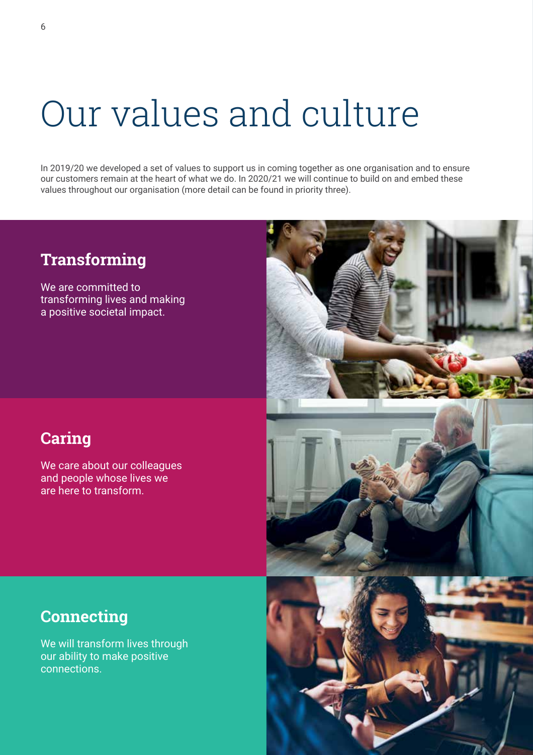# Our values and culture

In 2019/20 we developed a set of values to support us in coming together as one organisation and to ensure our customers remain at the heart of what we do. In 2020/21 we will continue to build on and embed these values throughout our organisation (more detail can be found in priority three).

## Transforming

We are committed to transforming lives and making a positive societal impact.

## Caring

We care about our colleagues and people whose lives we are here to transform.

## Connecting

We will transform lives through our ability to make positive connections.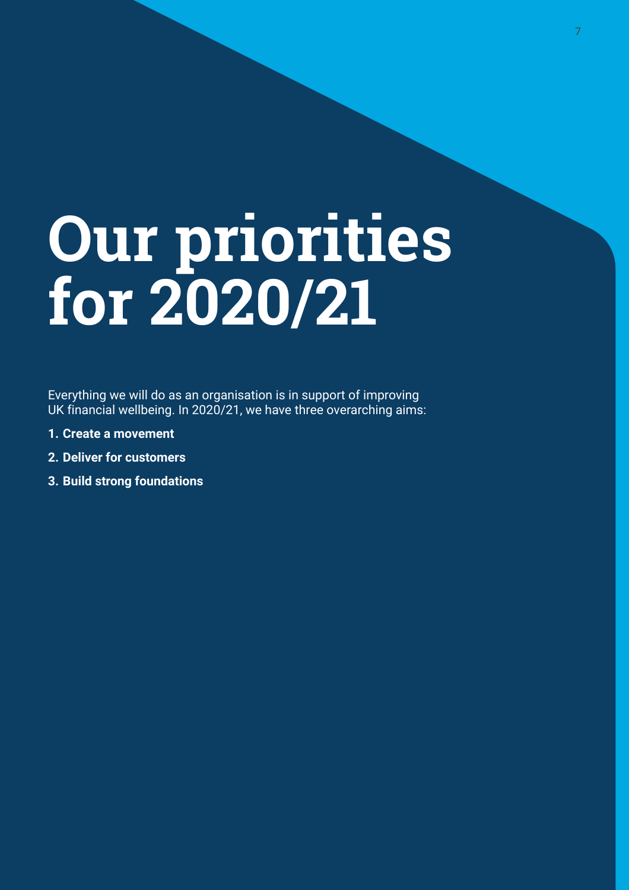# Our priorities for 2020/21

Everything we will do as an organisation is in support of improving UK financial wellbeing. In 2020/21, we have three overarching aims:

1. **Create a movement**
2. **Deliver for customers**
3. **Build strong foundations**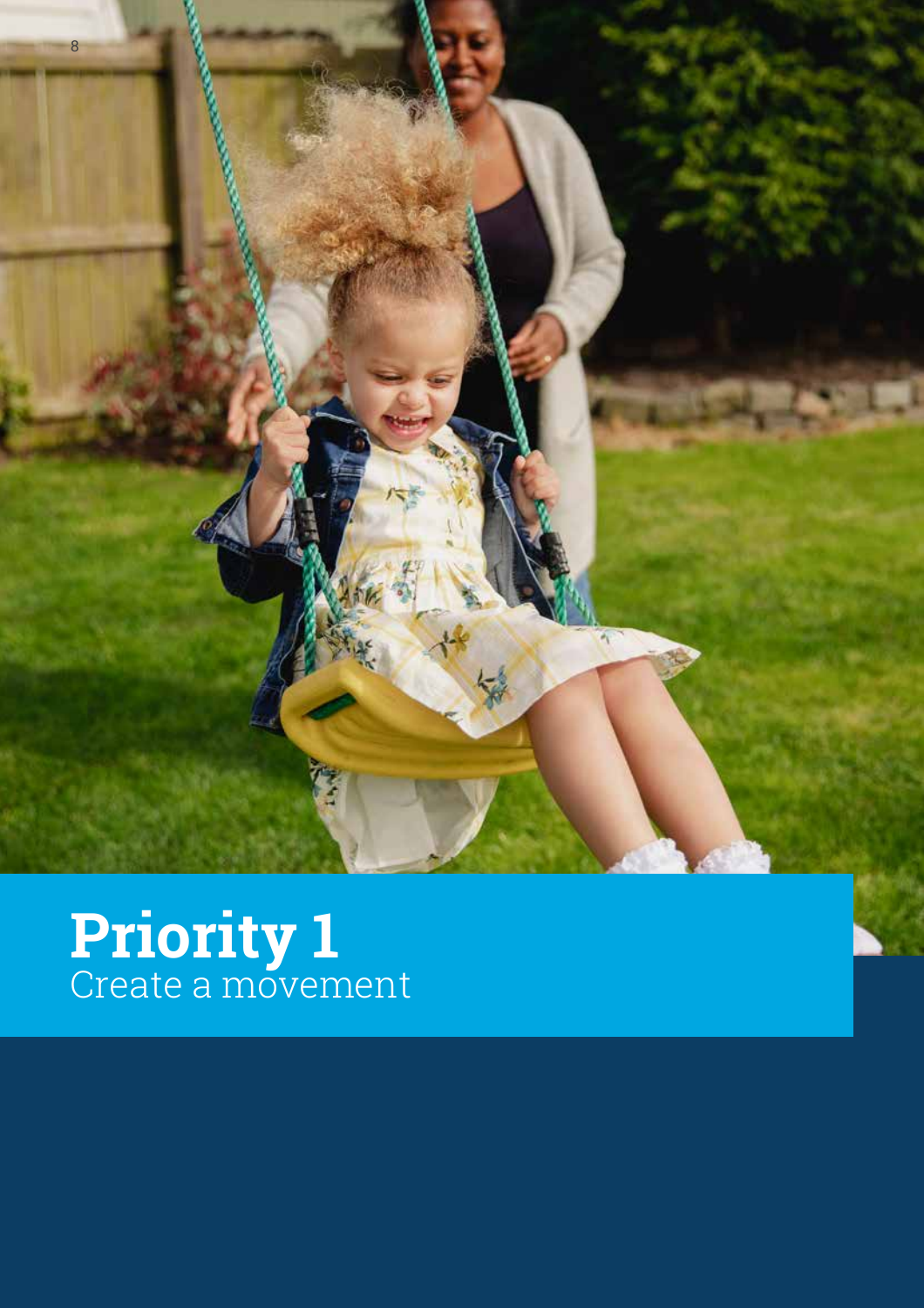# Priority 1
Create a movement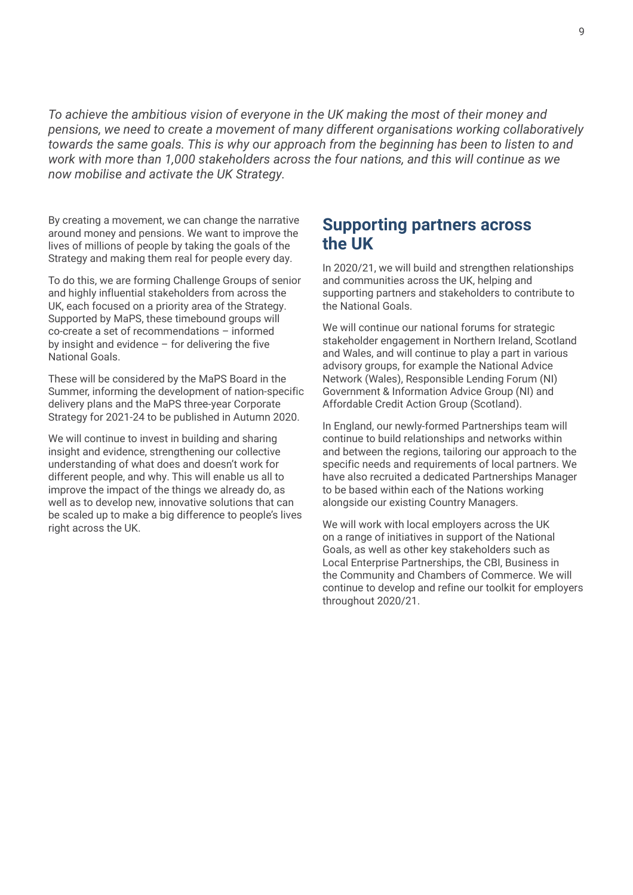*To achieve the ambitious vision of everyone in the UK making the most of their money and pensions, we need to create a movement of many different organisations working collaboratively towards the same goals. This is why our approach from the beginning has been to listen to and work with more than 1,000 stakeholders across the four nations, and this will continue as we now mobilise and activate the UK Strategy.*

By creating a movement, we can change the narrative around money and pensions. We want to improve the lives of millions of people by taking the goals of the Strategy and making them real for people every day.

To do this, we are forming Challenge Groups of senior and highly influential stakeholders from across the UK, each focused on a priority area of the Strategy. Supported by MaPS, these timebound groups will co-create a set of recommendations – informed by insight and evidence – for delivering the five National Goals.

These will be considered by the MaPS Board in the Summer, informing the development of nation-specific delivery plans and the MaPS three-year Corporate Strategy for 2021-24 to be published in Autumn 2020.

We will continue to invest in building and sharing insight and evidence, strengthening our collective understanding of what does and doesn't work for different people, and why. This will enable us all to improve the impact of the things we already do, as well as to develop new, innovative solutions that can be scaled up to make a big difference to people's lives right across the UK.

## Supporting partners across the UK

In 2020/21, we will build and strengthen relationships and communities across the UK, helping and supporting partners and stakeholders to contribute to the National Goals.

We will continue our national forums for strategic stakeholder engagement in Northern Ireland, Scotland and Wales, and will continue to play a part in various advisory groups, for example the National Advice Network (Wales), Responsible Lending Forum (NI) Government & Information Advice Group (NI) and Affordable Credit Action Group (Scotland).

In England, our newly-formed Partnerships team will continue to build relationships and networks within and between the regions, tailoring our approach to the specific needs and requirements of local partners. We have also recruited a dedicated Partnerships Manager to be based within each of the Nations working alongside our existing Country Managers.

We will work with local employers across the UK on a range of initiatives in support of the National Goals, as well as other key stakeholders such as Local Enterprise Partnerships, the CBI, Business in the Community and Chambers of Commerce. We will continue to develop and refine our toolkit for employers throughout 2020/21.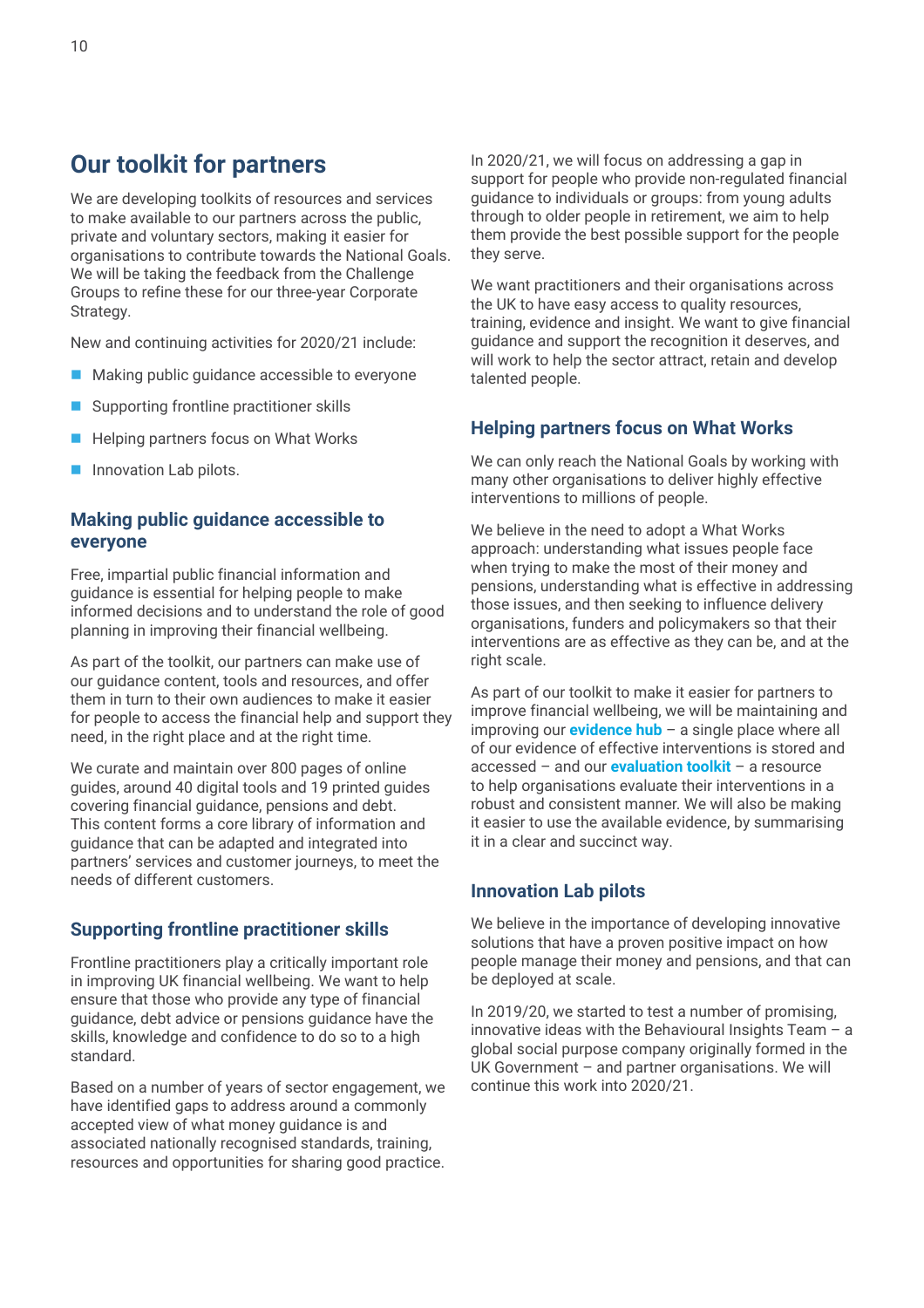## Our toolkit for partners

We are developing toolkits of resources and services to make available to our partners across the public, private and voluntary sectors, making it easier for organisations to contribute towards the National Goals. We will be taking the feedback from the Challenge Groups to refine these for our three-year Corporate Strategy.

New and continuing activities for 2020/21 include:

- Making public guidance accessible to everyone
- Supporting frontline practitioner skills
- Helping partners focus on What Works
- Innovation Lab pilots.

### Making public guidance accessible to everyone

Free, impartial public financial information and guidance is essential for helping people to make informed decisions and to understand the role of good planning in improving their financial wellbeing.

As part of the toolkit, our partners can make use of our guidance content, tools and resources, and offer them in turn to their own audiences to make it easier for people to access the financial help and support they need, in the right place and at the right time.

We curate and maintain over 800 pages of online guides, around 40 digital tools and 19 printed guides covering financial guidance, pensions and debt. This content forms a core library of information and guidance that can be adapted and integrated into partners' services and customer journeys, to meet the needs of different customers.

### Supporting frontline practitioner skills

Frontline practitioners play a critically important role in improving UK financial wellbeing. We want to help ensure that those who provide any type of financial guidance, debt advice or pensions guidance have the skills, knowledge and confidence to do so to a high standard.

Based on a number of years of sector engagement, we have identified gaps to address around a commonly accepted view of what money guidance is and associated nationally recognised standards, training, resources and opportunities for sharing good practice.

In 2020/21, we will focus on addressing a gap in support for people who provide non-regulated financial guidance to individuals or groups: from young adults through to older people in retirement, we aim to help them provide the best possible support for the people they serve.

We want practitioners and their organisations across the UK to have easy access to quality resources, training, evidence and insight. We want to give financial guidance and support the recognition it deserves, and will work to help the sector attract, retain and develop talented people.

### Helping partners focus on What Works

We can only reach the National Goals by working with many other organisations to deliver highly effective interventions to millions of people.

We believe in the need to adopt a What Works approach: understanding what issues people face when trying to make the most of their money and pensions, understanding what is effective in addressing those issues, and then seeking to influence delivery organisations, funders and policymakers so that their interventions are as effective as they can be, and at the right scale.

As part of our toolkit to make it easier for partners to improve financial wellbeing, we will be maintaining and improving our **evidence hub** – a single place where all of our evidence of effective interventions is stored and accessed – and our **evaluation toolkit** – a resource to help organisations evaluate their interventions in a robust and consistent manner. We will also be making it easier to use the available evidence, by summarising it in a clear and succinct way.

### Innovation Lab pilots

We believe in the importance of developing innovative solutions that have a proven positive impact on how people manage their money and pensions, and that can be deployed at scale.

In 2019/20, we started to test a number of promising, innovative ideas with the Behavioural Insights Team – a global social purpose company originally formed in the UK Government – and partner organisations. We will continue this work into 2020/21.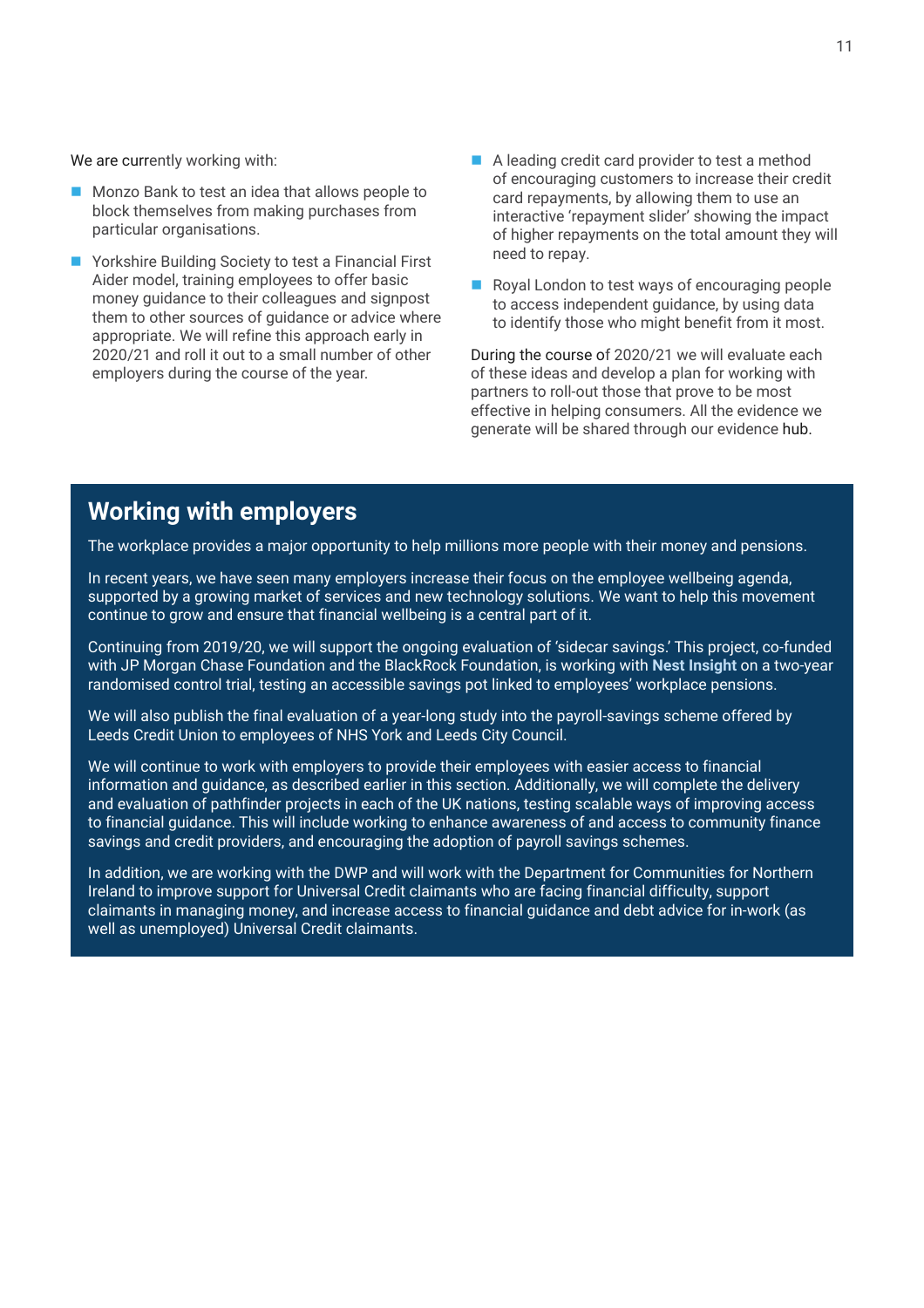We are currently working with:

- Monzo Bank to test an idea that allows people to block themselves from making purchases from particular organisations.
- Yorkshire Building Society to test a Financial First Aider model, training employees to offer basic money guidance to their colleagues and signpost them to other sources of guidance or advice where appropriate. We will refine this approach early in 2020/21 and roll it out to a small number of other employers during the course of the year.
- A leading credit card provider to test a method of encouraging customers to increase their credit card repayments, by allowing them to use an interactive 'repayment slider' showing the impact of higher repayments on the total amount they will need to repay.
- Royal London to test ways of encouraging people to access independent guidance, by using data to identify those who might benefit from it most.

During the course of 2020/21 we will evaluate each of these ideas and develop a plan for working with partners to roll-out those that prove to be most effective in helping consumers. All the evidence we generate will be shared through our evidence hub.

## Working with employers

The workplace provides a major opportunity to help millions more people with their money and pensions.

In recent years, we have seen many employers increase their focus on the employee wellbeing agenda, supported by a growing market of services and new technology solutions. We want to help this movement continue to grow and ensure that financial wellbeing is a central part of it.

Continuing from 2019/20, we will support the ongoing evaluation of 'sidecar savings.' This project, co-funded with JP Morgan Chase Foundation and the BlackRock Foundation, is working with **Nest Insight** on a two-year randomised control trial, testing an accessible savings pot linked to employees' workplace pensions.

We will also publish the final evaluation of a year-long study into the payroll-savings scheme offered by Leeds Credit Union to employees of NHS York and Leeds City Council.

We will continue to work with employers to provide their employees with easier access to financial information and guidance, as described earlier in this section. Additionally, we will complete the delivery and evaluation of pathfinder projects in each of the UK nations, testing scalable ways of improving access to financial guidance. This will include working to enhance awareness of and access to community finance savings and credit providers, and encouraging the adoption of payroll savings schemes.

In addition, we are working with the DWP and will work with the Department for Communities for Northern Ireland to improve support for Universal Credit claimants who are facing financial difficulty, support claimants in managing money, and increase access to financial guidance and debt advice for in-work (as well as unemployed) Universal Credit claimants.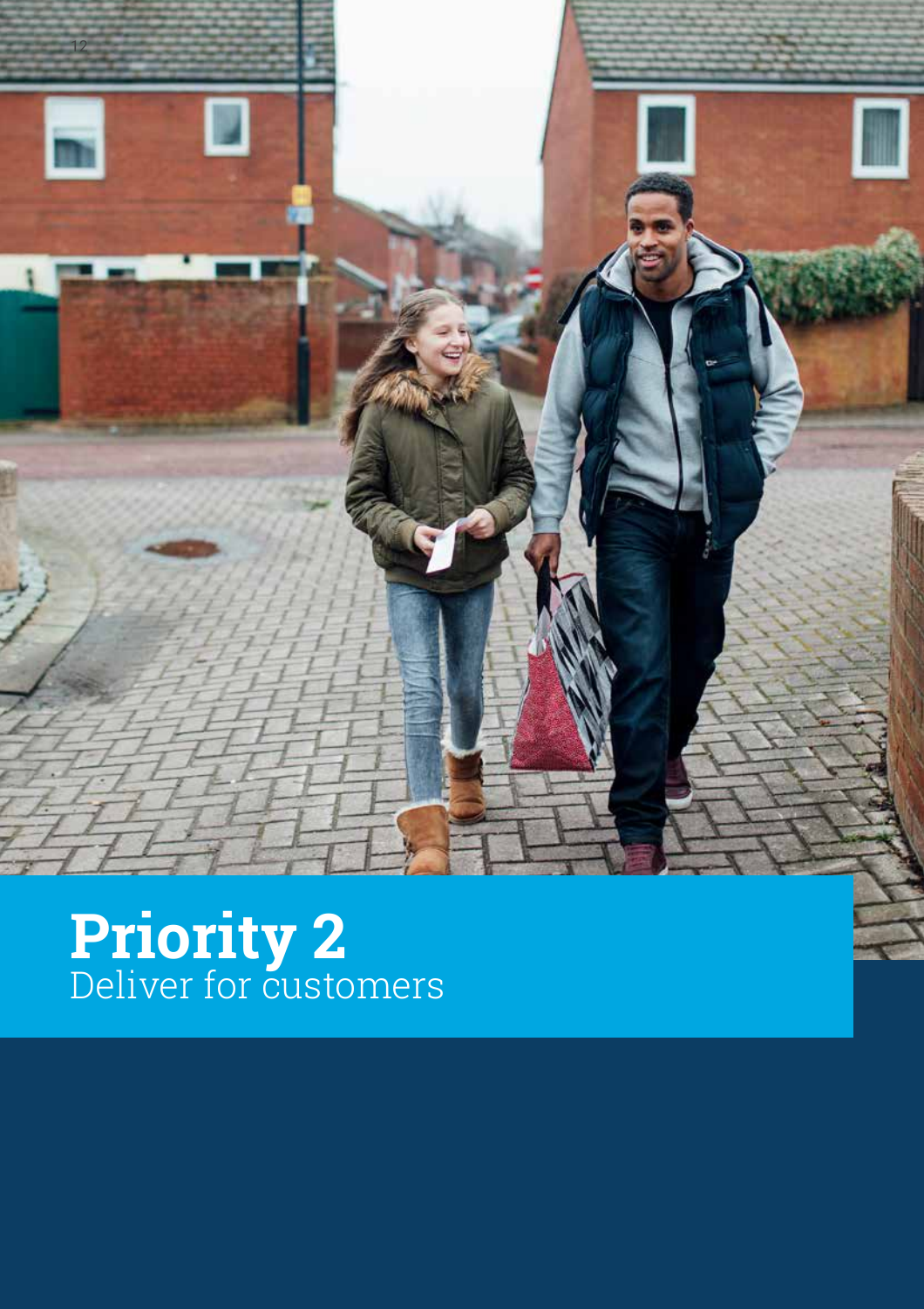# Priority 2
Deliver for customers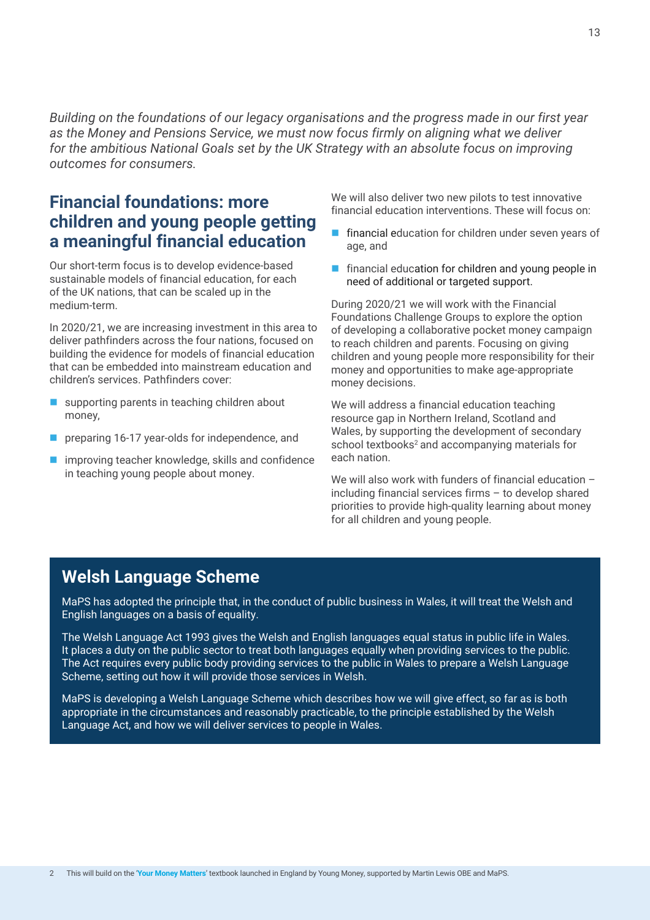*Building on the foundations of our legacy organisations and the progress made in our first year as the Money and Pensions Service, we must now focus firmly on aligning what we deliver for the ambitious National Goals set by the UK Strategy with an absolute focus on improving outcomes for consumers.*

## Financial foundations: more children and young people getting a meaningful financial education

Our short-term focus is to develop evidence-based sustainable models of financial education, for each of the UK nations, that can be scaled up in the medium-term.

In 2020/21, we are increasing investment in this area to deliver pathfinders across the four nations, focused on building the evidence for models of financial education that can be embedded into mainstream education and children's services. Pathfinders cover:

- supporting parents in teaching children about money,
- preparing 16-17 year-olds for independence, and
- improving teacher knowledge, skills and confidence in teaching young people about money.

We will also deliver two new pilots to test innovative financial education interventions. These will focus on:

- financial education for children under seven years of age, and
- financial education for children and young people in need of additional or targeted support.

During 2020/21 we will work with the Financial Foundations Challenge Groups to explore the option of developing a collaborative pocket money campaign to reach children and parents. Focusing on giving children and young people more responsibility for their money and opportunities to make age-appropriate money decisions.

We will address a financial education teaching resource gap in Northern Ireland, Scotland and Wales, by supporting the development of secondary school textbooks[2] and accompanying materials for each nation.

We will also work with funders of financial education – including financial services firms – to develop shared priorities to provide high-quality learning about money for all children and young people.

## Welsh Language Scheme

MaPS has adopted the principle that, in the conduct of public business in Wales, it will treat the Welsh and English languages on a basis of equality.

The Welsh Language Act 1993 gives the Welsh and English languages equal status in public life in Wales. It places a duty on the public sector to treat both languages equally when providing services to the public. The Act requires every public body providing services to the public in Wales to prepare a Welsh Language Scheme, setting out how it will provide those services in Welsh.

MaPS is developing a Welsh Language Scheme which describes how we will give effect, so far as is both appropriate in the circumstances and reasonably practicable, to the principle established by the Welsh Language Act, and how we will deliver services to people in Wales.

[2] This will build on the '**Your Money Matters**' textbook launched in England by Young Money, supported by Martin Lewis OBE and MaPS.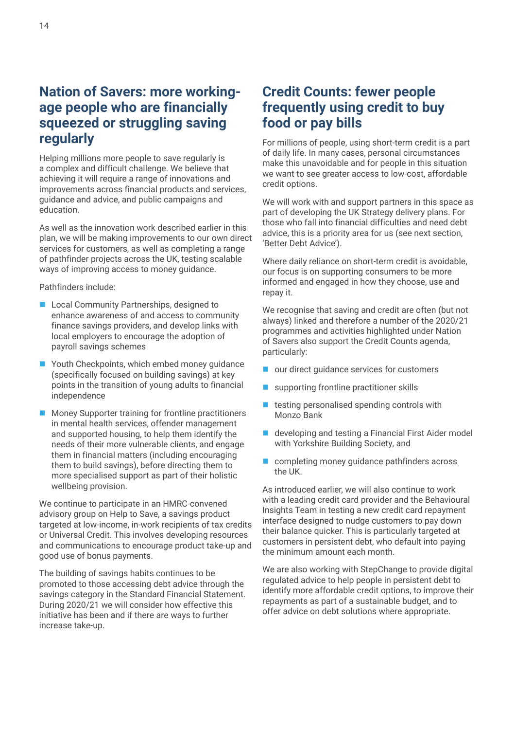## Nation of Savers: more working-age people who are financially squeezed or struggling saving regularly

Helping millions more people to save regularly is a complex and difficult challenge. We believe that achieving it will require a range of innovations and improvements across financial products and services, guidance and advice, and public campaigns and education.

As well as the innovation work described earlier in this plan, we will be making improvements to our own direct services for customers, as well as completing a range of pathfinder projects across the UK, testing scalable ways of improving access to money guidance.

Pathfinders include:

- Local Community Partnerships, designed to enhance awareness of and access to community finance savings providers, and develop links with local employers to encourage the adoption of payroll savings schemes
- Youth Checkpoints, which embed money guidance (specifically focused on building savings) at key points in the transition of young adults to financial independence
- Money Supporter training for frontline practitioners in mental health services, offender management and supported housing, to help them identify the needs of their more vulnerable clients, and engage them in financial matters (including encouraging them to build savings), before directing them to more specialised support as part of their holistic wellbeing provision.

We continue to participate in an HMRC-convened advisory group on Help to Save, a savings product targeted at low-income, in-work recipients of tax credits or Universal Credit. This involves developing resources and communications to encourage product take-up and good use of bonus payments.

The building of savings habits continues to be promoted to those accessing debt advice through the savings category in the Standard Financial Statement. During 2020/21 we will consider how effective this initiative has been and if there are ways to further increase take-up.

## Credit Counts: fewer people frequently using credit to buy food or pay bills

For millions of people, using short-term credit is a part of daily life. In many cases, personal circumstances make this unavoidable and for people in this situation we want to see greater access to low-cost, affordable credit options.

We will work with and support partners in this space as part of developing the UK Strategy delivery plans. For those who fall into financial difficulties and need debt advice, this is a priority area for us (see next section, 'Better Debt Advice').

Where daily reliance on short-term credit is avoidable, our focus is on supporting consumers to be more informed and engaged in how they choose, use and repay it.

We recognise that saving and credit are often (but not always) linked and therefore a number of the 2020/21 programmes and activities highlighted under Nation of Savers also support the Credit Counts agenda, particularly:

- our direct guidance services for customers
- supporting frontline practitioner skills
- testing personalised spending controls with Monzo Bank
- developing and testing a Financial First Aider model with Yorkshire Building Society, and
- completing money guidance pathfinders across the UK.

As introduced earlier, we will also continue to work with a leading credit card provider and the Behavioural Insights Team in testing a new credit card repayment interface designed to nudge customers to pay down their balance quicker. This is particularly targeted at customers in persistent debt, who default into paying the minimum amount each month.

We are also working with StepChange to provide digital regulated advice to help people in persistent debt to identify more affordable credit options, to improve their repayments as part of a sustainable budget, and to offer advice on debt solutions where appropriate.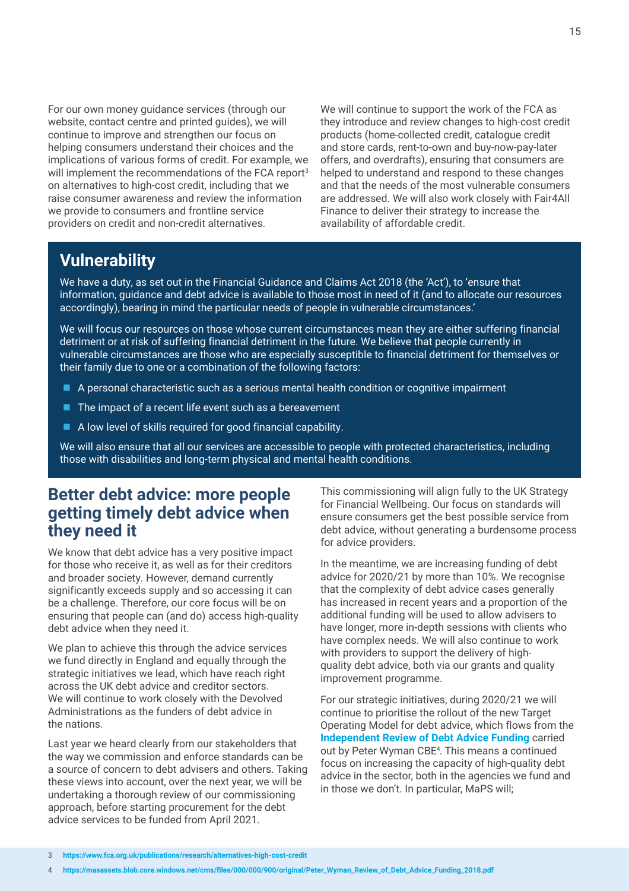For our own money guidance services (through our website, contact centre and printed guides), we will continue to improve and strengthen our focus on helping consumers understand their choices and the implications of various forms of credit. For example, we will implement the recommendations of the FCA report[3] on alternatives to high-cost credit, including that we raise consumer awareness and review the information we provide to consumers and frontline service providers on credit and non-credit alternatives.

We will continue to support the work of the FCA as they introduce and review changes to high-cost credit products (home-collected credit, catalogue credit and store cards, rent-to-own and buy-now-pay-later offers, and overdrafts), ensuring that consumers are helped to understand and respond to these changes and that the needs of the most vulnerable consumers are addressed. We will also work closely with Fair4All Finance to deliver their strategy to increase the availability of affordable credit.

## Vulnerability

We have a duty, as set out in the Financial Guidance and Claims Act 2018 (the 'Act'), to 'ensure that information, guidance and debt advice is available to those most in need of it (and to allocate our resources accordingly), bearing in mind the particular needs of people in vulnerable circumstances.'

We will focus our resources on those whose current circumstances mean they are either suffering financial detriment or at risk of suffering financial detriment in the future. We believe that people currently in vulnerable circumstances are those who are especially susceptible to financial detriment for themselves or their family due to one or a combination of the following factors:

- A personal characteristic such as a serious mental health condition or cognitive impairment
- The impact of a recent life event such as a bereavement
- A low level of skills required for good financial capability.

We will also ensure that all our services are accessible to people with protected characteristics, including those with disabilities and long-term physical and mental health conditions.

## Better debt advice: more people getting timely debt advice when they need it

We know that debt advice has a very positive impact for those who receive it, as well as for their creditors and broader society. However, demand currently significantly exceeds supply and so accessing it can be a challenge. Therefore, our core focus will be on ensuring that people can (and do) access high-quality debt advice when they need it.

We plan to achieve this through the advice services we fund directly in England and equally through the strategic initiatives we lead, which have reach right across the UK debt advice and creditor sectors. We will continue to work closely with the Devolved Administrations as the funders of debt advice in the nations.

Last year we heard clearly from our stakeholders that the way we commission and enforce standards can be a source of concern to debt advisers and others. Taking these views into account, over the next year, we will be undertaking a thorough review of our commissioning approach, before starting procurement for the debt advice services to be funded from April 2021.

This commissioning will align fully to the UK Strategy for Financial Wellbeing. Our focus on standards will ensure consumers get the best possible service from debt advice, without generating a burdensome process for advice providers.

In the meantime, we are increasing funding of debt advice for 2020/21 by more than 10%. We recognise that the complexity of debt advice cases generally has increased in recent years and a proportion of the additional funding will be used to allow advisers to have longer, more in-depth sessions with clients who have complex needs. We will also continue to work with providers to support the delivery of high-quality debt advice, both via our grants and quality improvement programme.

For our strategic initiatives, during 2020/21 we will continue to prioritise the rollout of the new Target Operating Model for debt advice, which flows from the **Independent Review of Debt Advice Funding** carried out by Peter Wyman CBE[4]. This means a continued focus on increasing the capacity of high-quality debt advice in the sector, both in the agencies we fund and in those we don't. In particular, MaPS will;

3 https://www.fca.org.uk/publications/research/alternatives-high-cost-credit

4 https://masassets.blob.core.windows.net/cms/files/000/000/900/original/Peter_Wyman_Review_of_Debt_Advice_Funding_2018.pdf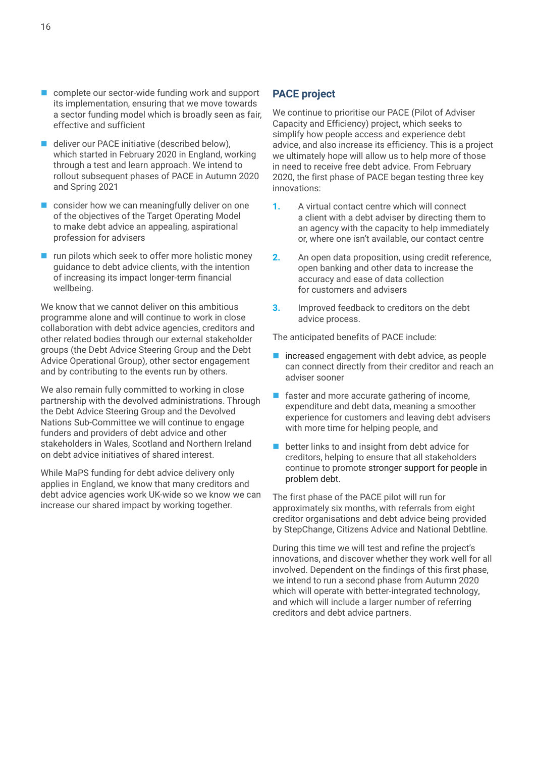- complete our sector-wide funding work and support its implementation, ensuring that we move towards a sector funding model which is broadly seen as fair, effective and sufficient
- deliver our PACE initiative (described below), which started in February 2020 in England, working through a test and learn approach. We intend to rollout subsequent phases of PACE in Autumn 2020 and Spring 2021
- consider how we can meaningfully deliver on one of the objectives of the Target Operating Model to make debt advice an appealing, aspirational profession for advisers
- run pilots which seek to offer more holistic money guidance to debt advice clients, with the intention of increasing its impact longer-term financial wellbeing.

We know that we cannot deliver on this ambitious programme alone and will continue to work in close collaboration with debt advice agencies, creditors and other related bodies through our external stakeholder groups (the Debt Advice Steering Group and the Debt Advice Operational Group), other sector engagement and by contributing to the events run by others.

We also remain fully committed to working in close partnership with the devolved administrations. Through the Debt Advice Steering Group and the Devolved Nations Sub-Committee we will continue to engage funders and providers of debt advice and other stakeholders in Wales, Scotland and Northern Ireland on debt advice initiatives of shared interest.

While MaPS funding for debt advice delivery only applies in England, we know that many creditors and debt advice agencies work UK-wide so we know we can increase our shared impact by working together.

## PACE project

We continue to prioritise our PACE (Pilot of Adviser Capacity and Efficiency) project, which seeks to simplify how people access and experience debt advice, and also increase its efficiency. This is a project we ultimately hope will allow us to help more of those in need to receive free debt advice. From February 2020, the first phase of PACE began testing three key innovations:

1. A virtual contact centre which will connect a client with a debt adviser by directing them to an agency with the capacity to help immediately or, where one isn't available, our contact centre
2. An open data proposition, using credit reference, open banking and other data to increase the accuracy and ease of data collection for customers and advisers
3. Improved feedback to creditors on the debt advice process.

The anticipated benefits of PACE include:

- increased engagement with debt advice, as people can connect directly from their creditor and reach an adviser sooner
- faster and more accurate gathering of income, expenditure and debt data, meaning a smoother experience for customers and leaving debt advisers with more time for helping people, and
- better links to and insight from debt advice for creditors, helping to ensure that all stakeholders continue to promote stronger support for people in problem debt.

The first phase of the PACE pilot will run for approximately six months, with referrals from eight creditor organisations and debt advice being provided by StepChange, Citizens Advice and National Debtline.

During this time we will test and refine the project's innovations, and discover whether they work well for all involved. Dependent on the findings of this first phase, we intend to run a second phase from Autumn 2020 which will operate with better-integrated technology, and which will include a larger number of referring creditors and debt advice partners.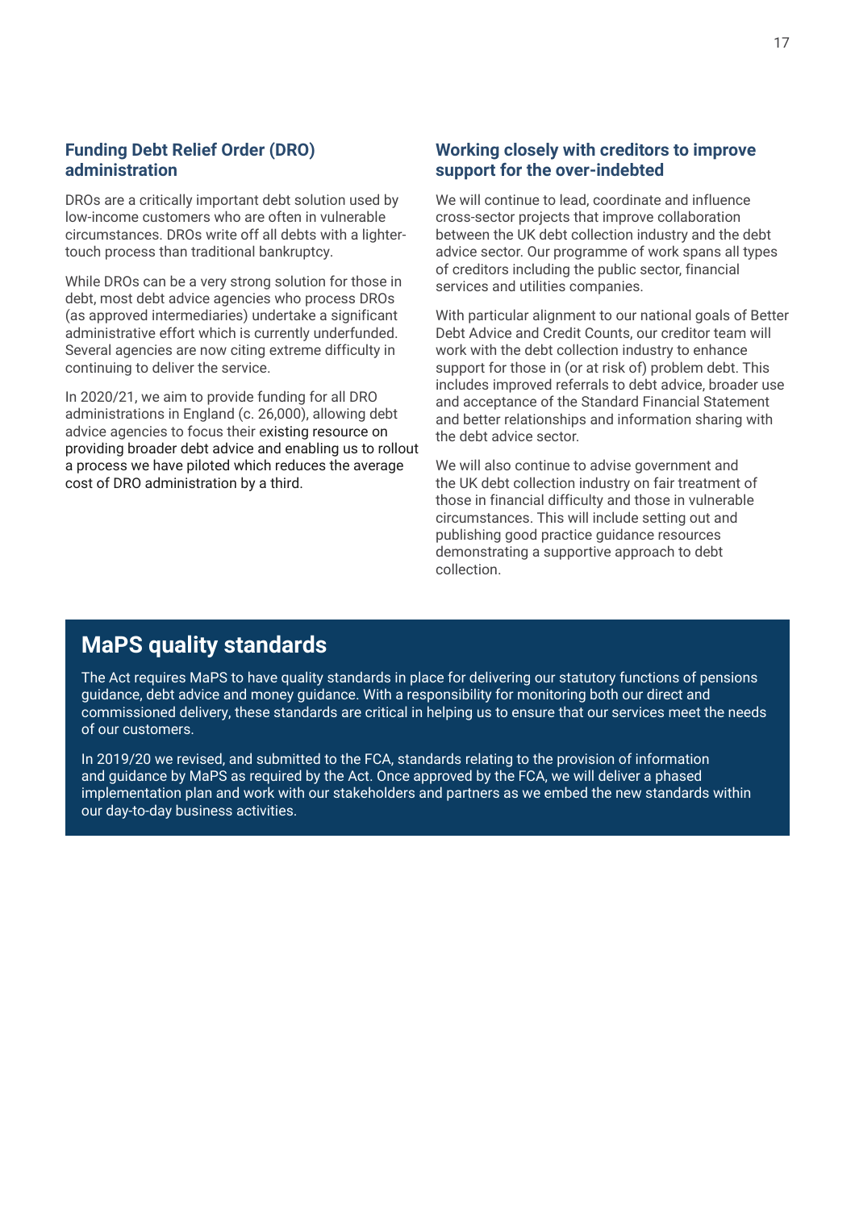### Funding Debt Relief Order (DRO) administration

DROs are a critically important debt solution used by low-income customers who are often in vulnerable circumstances. DROs write off all debts with a lighter-touch process than traditional bankruptcy.

While DROs can be a very strong solution for those in debt, most debt advice agencies who process DROs (as approved intermediaries) undertake a significant administrative effort which is currently underfunded. Several agencies are now citing extreme difficulty in continuing to deliver the service.

In 2020/21, we aim to provide funding for all DRO administrations in England (c. 26,000), allowing debt advice agencies to focus their existing resource on providing broader debt advice and enabling us to rollout a process we have piloted which reduces the average cost of DRO administration by a third.

### Working closely with creditors to improve support for the over-indebted

We will continue to lead, coordinate and influence cross-sector projects that improve collaboration between the UK debt collection industry and the debt advice sector. Our programme of work spans all types of creditors including the public sector, financial services and utilities companies.

With particular alignment to our national goals of Better Debt Advice and Credit Counts, our creditor team will work with the debt collection industry to enhance support for those in (or at risk of) problem debt. This includes improved referrals to debt advice, broader use and acceptance of the Standard Financial Statement and better relationships and information sharing with the debt advice sector.

We will also continue to advise government and the UK debt collection industry on fair treatment of those in financial difficulty and those in vulnerable circumstances. This will include setting out and publishing good practice guidance resources demonstrating a supportive approach to debt collection.

## MaPS quality standards

The Act requires MaPS to have quality standards in place for delivering our statutory functions of pensions guidance, debt advice and money guidance. With a responsibility for monitoring both our direct and commissioned delivery, these standards are critical in helping us to ensure that our services meet the needs of our customers.

In 2019/20 we revised, and submitted to the FCA, standards relating to the provision of information and guidance by MaPS as required by the Act. Once approved by the FCA, we will deliver a phased implementation plan and work with our stakeholders and partners as we embed the new standards within our day-to-day business activities.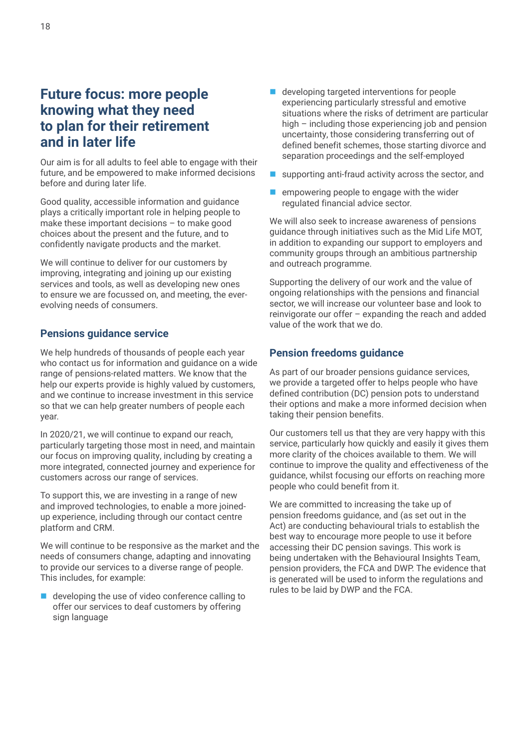## Future focus: more people knowing what they need to plan for their retirement and in later life

Our aim is for all adults to feel able to engage with their future, and be empowered to make informed decisions before and during later life.

Good quality, accessible information and guidance plays a critically important role in helping people to make these important decisions – to make good choices about the present and the future, and to confidently navigate products and the market.

We will continue to deliver for our customers by improving, integrating and joining up our existing services and tools, as well as developing new ones to ensure we are focussed on, and meeting, the ever-evolving needs of consumers.

### Pensions guidance service

We help hundreds of thousands of people each year who contact us for information and guidance on a wide range of pensions-related matters. We know that the help our experts provide is highly valued by customers, and we continue to increase investment in this service so that we can help greater numbers of people each year.

In 2020/21, we will continue to expand our reach, particularly targeting those most in need, and maintain our focus on improving quality, including by creating a more integrated, connected journey and experience for customers across our range of services.

To support this, we are investing in a range of new and improved technologies, to enable a more joined-up experience, including through our contact centre platform and CRM.

We will continue to be responsive as the market and the needs of consumers change, adapting and innovating to provide our services to a diverse range of people. This includes, for example:

- developing the use of video conference calling to offer our services to deaf customers by offering sign language
- developing targeted interventions for people experiencing particularly stressful and emotive situations where the risks of detriment are particular high – including those experiencing job and pension uncertainty, those considering transferring out of defined benefit schemes, those starting divorce and separation proceedings and the self-employed
- supporting anti-fraud activity across the sector, and
- empowering people to engage with the wider regulated financial advice sector.

We will also seek to increase awareness of pensions guidance through initiatives such as the Mid Life MOT, in addition to expanding our support to employers and community groups through an ambitious partnership and outreach programme.

Supporting the delivery of our work and the value of ongoing relationships with the pensions and financial sector, we will increase our volunteer base and look to reinvigorate our offer – expanding the reach and added value of the work that we do.

### Pension freedoms guidance

As part of our broader pensions guidance services, we provide a targeted offer to helps people who have defined contribution (DC) pension pots to understand their options and make a more informed decision when taking their pension benefits.

Our customers tell us that they are very happy with this service, particularly how quickly and easily it gives them more clarity of the choices available to them. We will continue to improve the quality and effectiveness of the guidance, whilst focusing our efforts on reaching more people who could benefit from it.

We are committed to increasing the take up of pension freedoms guidance, and (as set out in the Act) are conducting behavioural trials to establish the best way to encourage more people to use it before accessing their DC pension savings. This work is being undertaken with the Behavioural Insights Team, pension providers, the FCA and DWP. The evidence that is generated will be used to inform the regulations and rules to be laid by DWP and the FCA.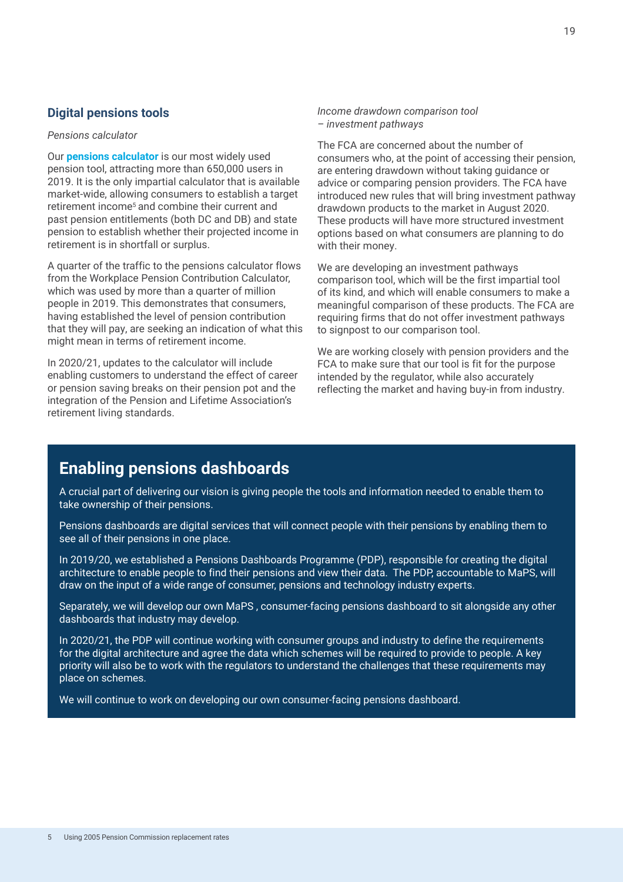## Digital pensions tools

*Pensions calculator*

Our **pensions calculator** is our most widely used pension tool, attracting more than 650,000 users in 2019. It is the only impartial calculator that is available market-wide, allowing consumers to establish a target retirement income[5] and combine their current and past pension entitlements (both DC and DB) and state pension to establish whether their projected income in retirement is in shortfall or surplus.

A quarter of the traffic to the pensions calculator flows from the Workplace Pension Contribution Calculator, which was used by more than a quarter of million people in 2019. This demonstrates that consumers, having established the level of pension contribution that they will pay, are seeking an indication of what this might mean in terms of retirement income.

In 2020/21, updates to the calculator will include enabling customers to understand the effect of career or pension saving breaks on their pension pot and the integration of the Pension and Lifetime Association's retirement living standards.

*Income drawdown comparison tool – investment pathways*

The FCA are concerned about the number of consumers who, at the point of accessing their pension, are entering drawdown without taking guidance or advice or comparing pension providers. The FCA have introduced new rules that will bring investment pathway drawdown products to the market in August 2020. These products will have more structured investment options based on what consumers are planning to do with their money.

We are developing an investment pathways comparison tool, which will be the first impartial tool of its kind, and which will enable consumers to make a meaningful comparison of these products. The FCA are requiring firms that do not offer investment pathways to signpost to our comparison tool.

We are working closely with pension providers and the FCA to make sure that our tool is fit for the purpose intended by the regulator, while also accurately reflecting the market and having buy-in from industry.

## Enabling pensions dashboards

A crucial part of delivering our vision is giving people the tools and information needed to enable them to take ownership of their pensions.

Pensions dashboards are digital services that will connect people with their pensions by enabling them to see all of their pensions in one place.

In 2019/20, we established a Pensions Dashboards Programme (PDP), responsible for creating the digital architecture to enable people to find their pensions and view their data. The PDP, accountable to MaPS, will draw on the input of a wide range of consumer, pensions and technology industry experts.

Separately, we will develop our own MaPS , consumer-facing pensions dashboard to sit alongside any other dashboards that industry may develop.

In 2020/21, the PDP will continue working with consumer groups and industry to define the requirements for the digital architecture and agree the data which schemes will be required to provide to people. A key priority will also be to work with the regulators to understand the challenges that these requirements may place on schemes.

We will continue to work on developing our own consumer-facing pensions dashboard.

5 Using 2005 Pension Commission replacement rates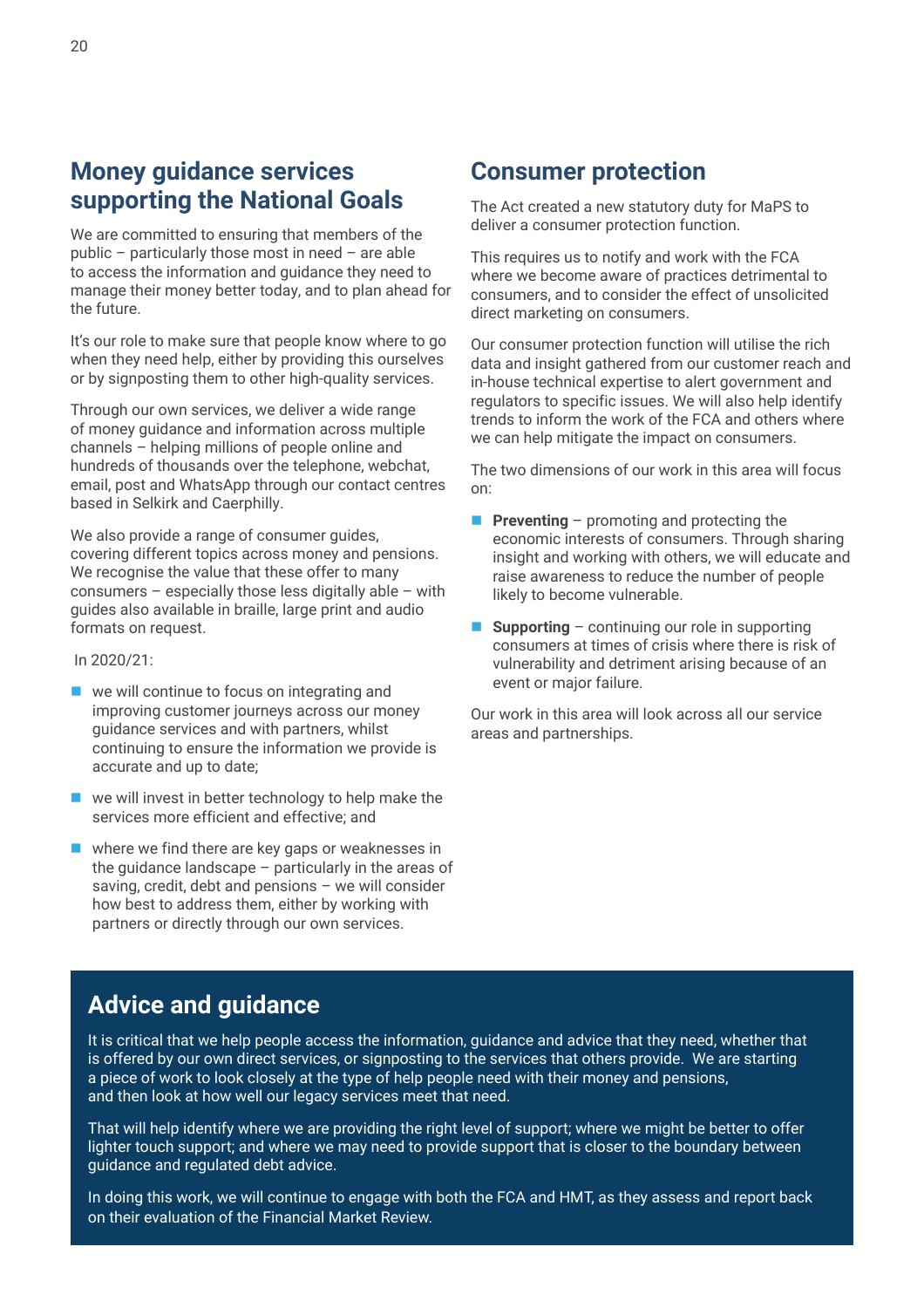## Money guidance services supporting the National Goals

We are committed to ensuring that members of the public – particularly those most in need – are able to access the information and guidance they need to manage their money better today, and to plan ahead for the future.

It's our role to make sure that people know where to go when they need help, either by providing this ourselves or by signposting them to other high-quality services.

Through our own services, we deliver a wide range of money guidance and information across multiple channels – helping millions of people online and hundreds of thousands over the telephone, webchat, email, post and WhatsApp through our contact centres based in Selkirk and Caerphilly.

We also provide a range of consumer guides, covering different topics across money and pensions. We recognise the value that these offer to many consumers – especially those less digitally able – with guides also available in braille, large print and audio formats on request.

In 2020/21:

- we will continue to focus on integrating and improving customer journeys across our money guidance services and with partners, whilst continuing to ensure the information we provide is accurate and up to date;
- we will invest in better technology to help make the services more efficient and effective; and
- where we find there are key gaps or weaknesses in the guidance landscape – particularly in the areas of saving, credit, debt and pensions – we will consider how best to address them, either by working with partners or directly through our own services.

## Consumer protection

The Act created a new statutory duty for MaPS to deliver a consumer protection function.

This requires us to notify and work with the FCA where we become aware of practices detrimental to consumers, and to consider the effect of unsolicited direct marketing on consumers.

Our consumer protection function will utilise the rich data and insight gathered from our customer reach and in-house technical expertise to alert government and regulators to specific issues. We will also help identify trends to inform the work of the FCA and others where we can help mitigate the impact on consumers.

The two dimensions of our work in this area will focus on:

- **Preventing** – promoting and protecting the economic interests of consumers. Through sharing insight and working with others, we will educate and raise awareness to reduce the number of people likely to become vulnerable.
- **Supporting** – continuing our role in supporting consumers at times of crisis where there is risk of vulnerability and detriment arising because of an event or major failure.

Our work in this area will look across all our service areas and partnerships.

## Advice and guidance

It is critical that we help people access the information, guidance and advice that they need, whether that is offered by our own direct services, or signposting to the services that others provide. We are starting a piece of work to look closely at the type of help people need with their money and pensions, and then look at how well our legacy services meet that need.

That will help identify where we are providing the right level of support; where we might be better to offer lighter touch support; and where we may need to provide support that is closer to the boundary between guidance and regulated debt advice.

In doing this work, we will continue to engage with both the FCA and HMT, as they assess and report back on their evaluation of the Financial Market Review.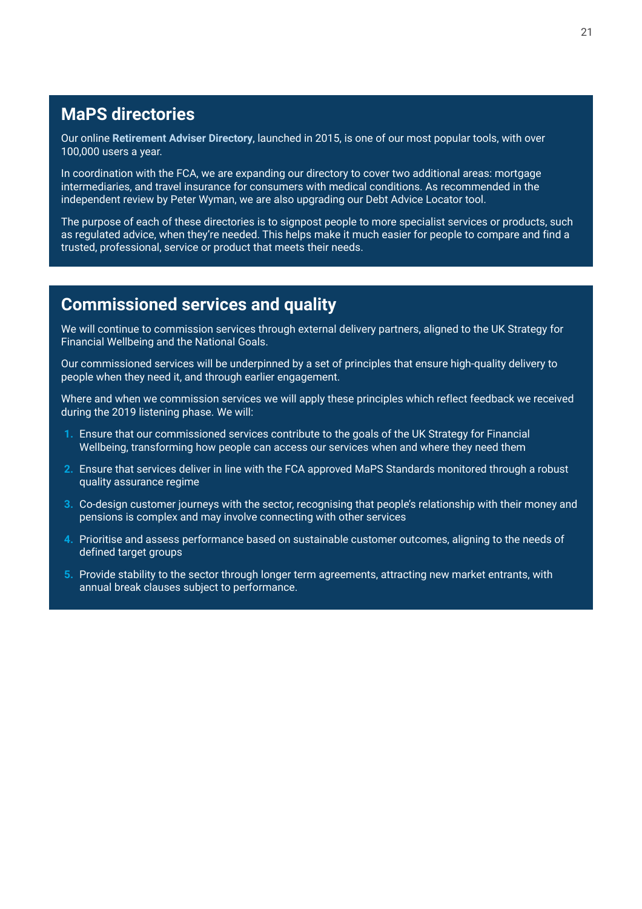## MaPS directories

Our online **Retirement Adviser Directory**, launched in 2015, is one of our most popular tools, with over 100,000 users a year.

In coordination with the FCA, we are expanding our directory to cover two additional areas: mortgage intermediaries, and travel insurance for consumers with medical conditions. As recommended in the independent review by Peter Wyman, we are also upgrading our Debt Advice Locator tool.

The purpose of each of these directories is to signpost people to more specialist services or products, such as regulated advice, when they're needed. This helps make it much easier for people to compare and find a trusted, professional, service or product that meets their needs.

## Commissioned services and quality

We will continue to commission services through external delivery partners, aligned to the UK Strategy for Financial Wellbeing and the National Goals.

Our commissioned services will be underpinned by a set of principles that ensure high-quality delivery to people when they need it, and through earlier engagement.

Where and when we commission services we will apply these principles which reflect feedback we received during the 2019 listening phase. We will:

1. Ensure that our commissioned services contribute to the goals of the UK Strategy for Financial Wellbeing, transforming how people can access our services when and where they need them
2. Ensure that services deliver in line with the FCA approved MaPS Standards monitored through a robust quality assurance regime
3. Co-design customer journeys with the sector, recognising that people's relationship with their money and pensions is complex and may involve connecting with other services
4. Prioritise and assess performance based on sustainable customer outcomes, aligning to the needs of defined target groups
5. Provide stability to the sector through longer term agreements, attracting new market entrants, with annual break clauses subject to performance.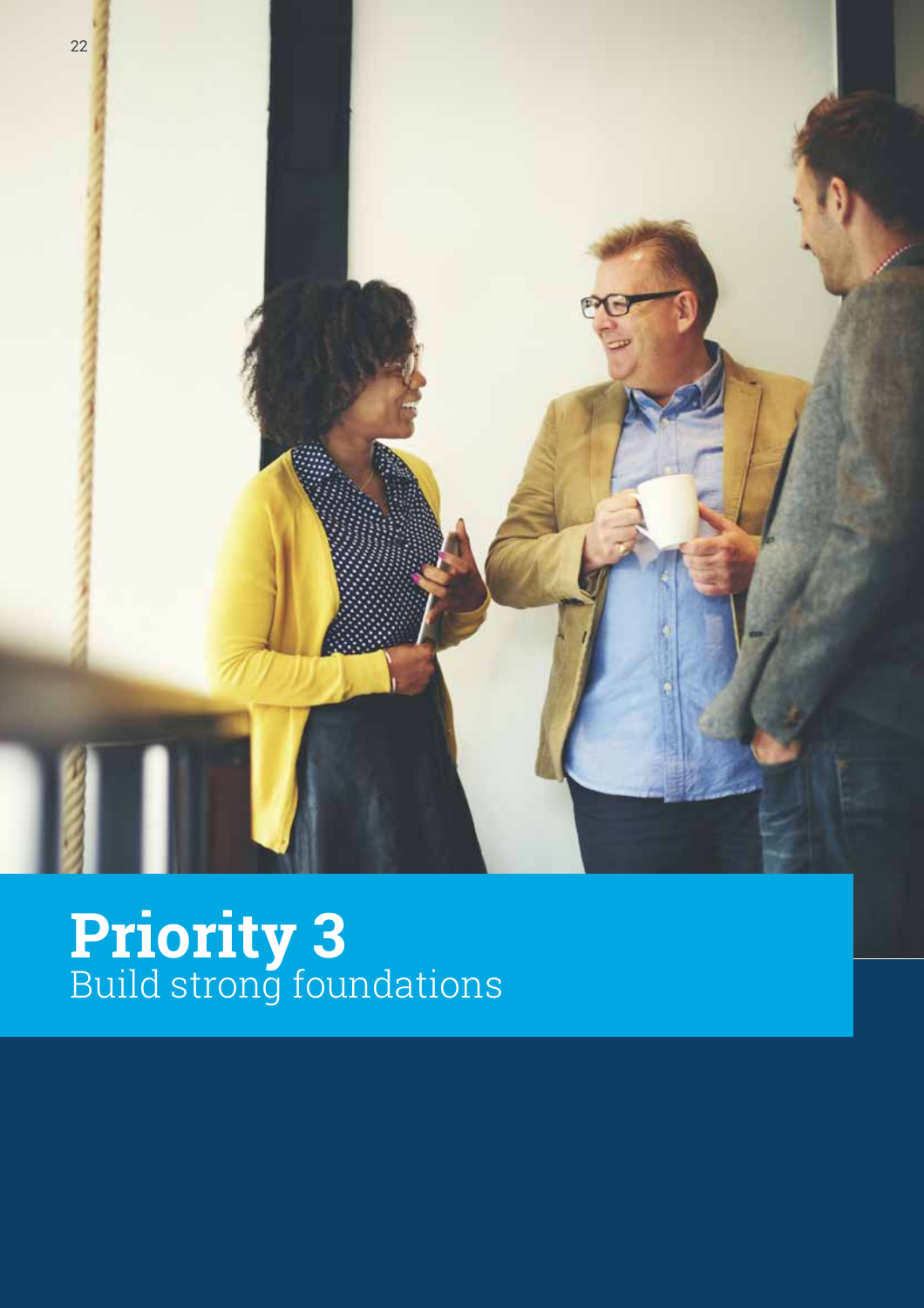# Priority 3
Build strong foundations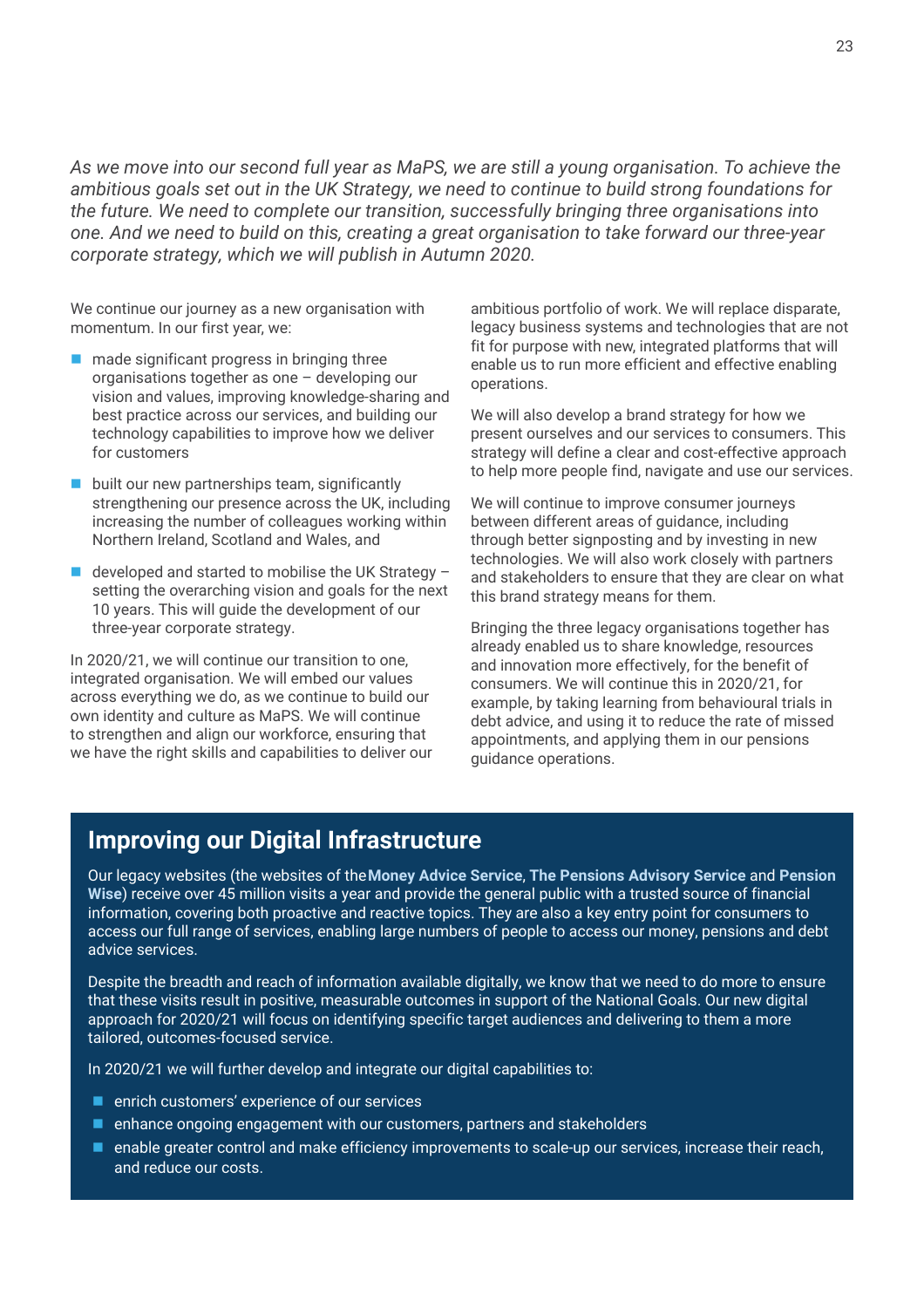*As we move into our second full year as MaPS, we are still a young organisation. To achieve the ambitious goals set out in the UK Strategy, we need to continue to build strong foundations for the future. We need to complete our transition, successfully bringing three organisations into one. And we need to build on this, creating a great organisation to take forward our three-year corporate strategy, which we will publish in Autumn 2020.*

We continue our journey as a new organisation with momentum. In our first year, we:

- made significant progress in bringing three organisations together as one – developing our vision and values, improving knowledge-sharing and best practice across our services, and building our technology capabilities to improve how we deliver for customers
- built our new partnerships team, significantly strengthening our presence across the UK, including increasing the number of colleagues working within Northern Ireland, Scotland and Wales, and
- developed and started to mobilise the UK Strategy – setting the overarching vision and goals for the next 10 years. This will guide the development of our three-year corporate strategy.

In 2020/21, we will continue our transition to one, integrated organisation. We will embed our values across everything we do, as we continue to build our own identity and culture as MaPS. We will continue to strengthen and align our workforce, ensuring that we have the right skills and capabilities to deliver our ambitious portfolio of work. We will replace disparate, legacy business systems and technologies that are not fit for purpose with new, integrated platforms that will enable us to run more efficient and effective enabling operations.

We will also develop a brand strategy for how we present ourselves and our services to consumers. This strategy will define a clear and cost-effective approach to help more people find, navigate and use our services.

We will continue to improve consumer journeys between different areas of guidance, including through better signposting and by investing in new technologies. We will also work closely with partners and stakeholders to ensure that they are clear on what this brand strategy means for them.

Bringing the three legacy organisations together has already enabled us to share knowledge, resources and innovation more effectively, for the benefit of consumers. We will continue this in 2020/21, for example, by taking learning from behavioural trials in debt advice, and using it to reduce the rate of missed appointments, and applying them in our pensions guidance operations.

## Improving our Digital Infrastructure

Our legacy websites (the websites of the **Money Advice Service**, **The Pensions Advisory Service** and **Pension Wise**) receive over 45 million visits a year and provide the general public with a trusted source of financial information, covering both proactive and reactive topics. They are also a key entry point for consumers to access our full range of services, enabling large numbers of people to access our money, pensions and debt advice services.

Despite the breadth and reach of information available digitally, we know that we need to do more to ensure that these visits result in positive, measurable outcomes in support of the National Goals. Our new digital approach for 2020/21 will focus on identifying specific target audiences and delivering to them a more tailored, outcomes-focused service.

In 2020/21 we will further develop and integrate our digital capabilities to:

- enrich customers' experience of our services
- enhance ongoing engagement with our customers, partners and stakeholders
- enable greater control and make efficiency improvements to scale-up our services, increase their reach, and reduce our costs.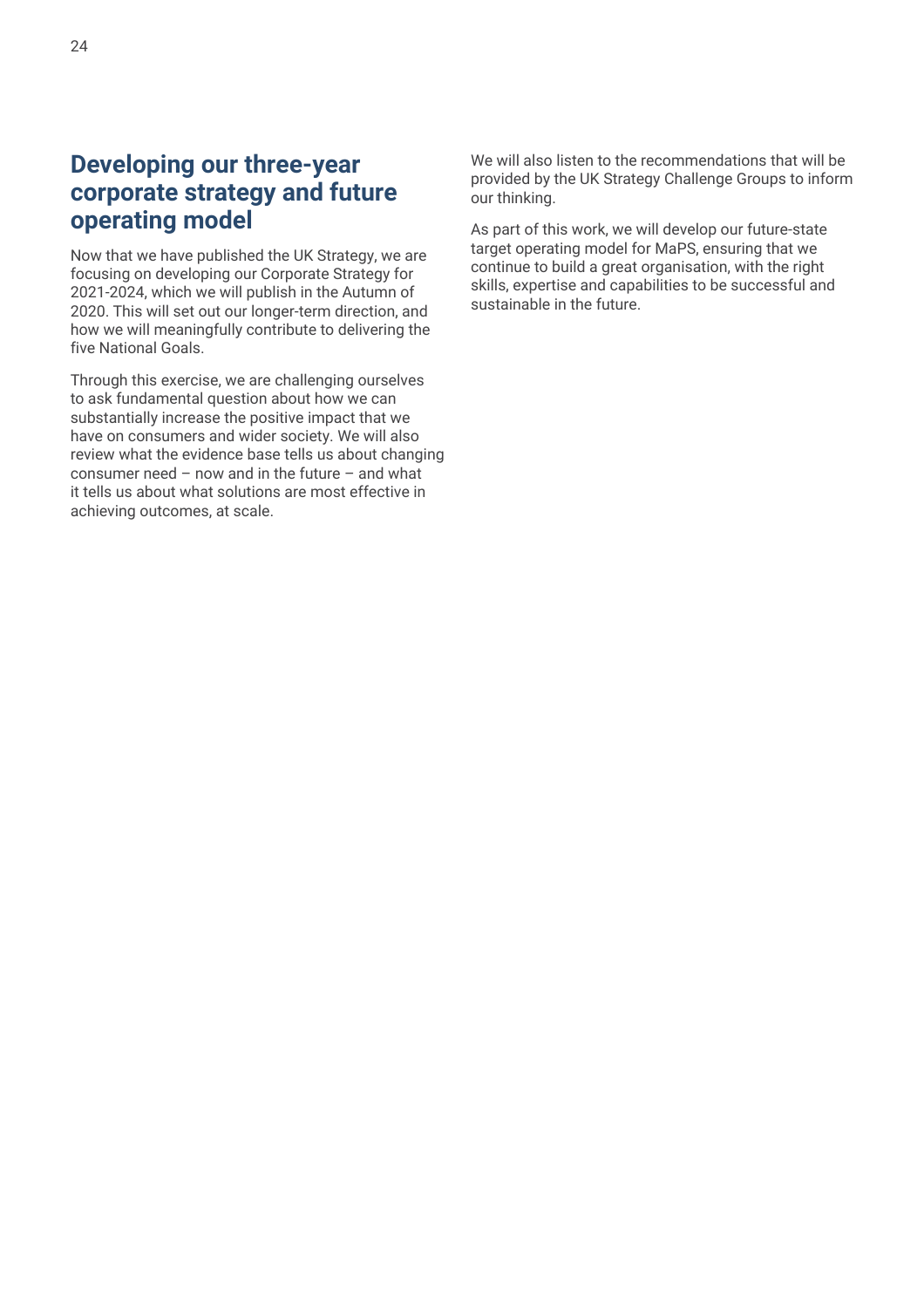## Developing our three-year corporate strategy and future operating model

Now that we have published the UK Strategy, we are focusing on developing our Corporate Strategy for 2021-2024, which we will publish in the Autumn of 2020. This will set out our longer-term direction, and how we will meaningfully contribute to delivering the five National Goals.

Through this exercise, we are challenging ourselves to ask fundamental question about how we can substantially increase the positive impact that we have on consumers and wider society. We will also review what the evidence base tells us about changing consumer need – now and in the future – and what it tells us about what solutions are most effective in achieving outcomes, at scale.

We will also listen to the recommendations that will be provided by the UK Strategy Challenge Groups to inform our thinking.

As part of this work, we will develop our future-state target operating model for MaPS, ensuring that we continue to build a great organisation, with the right skills, expertise and capabilities to be successful and sustainable in the future.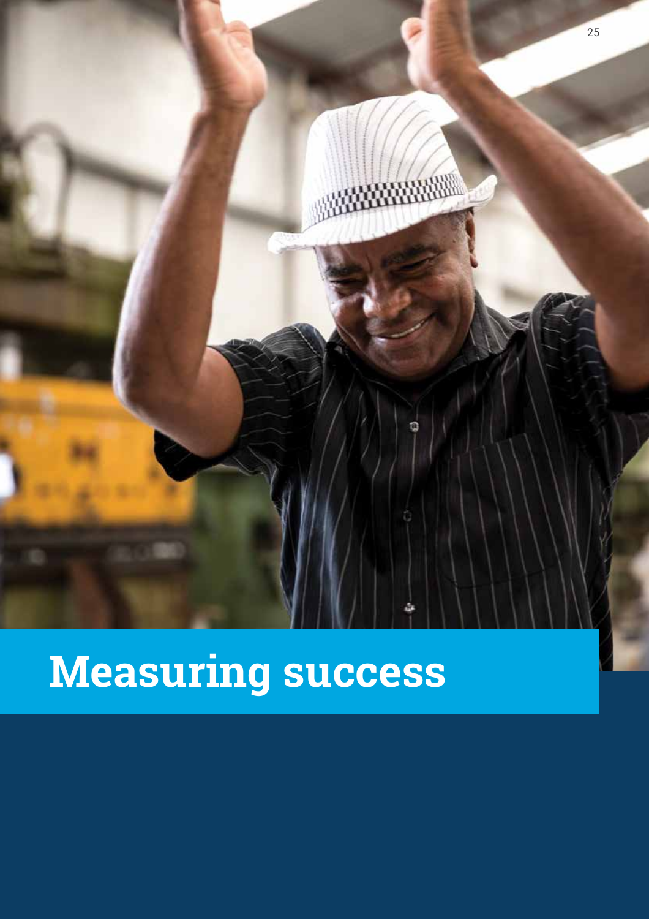# Measuring success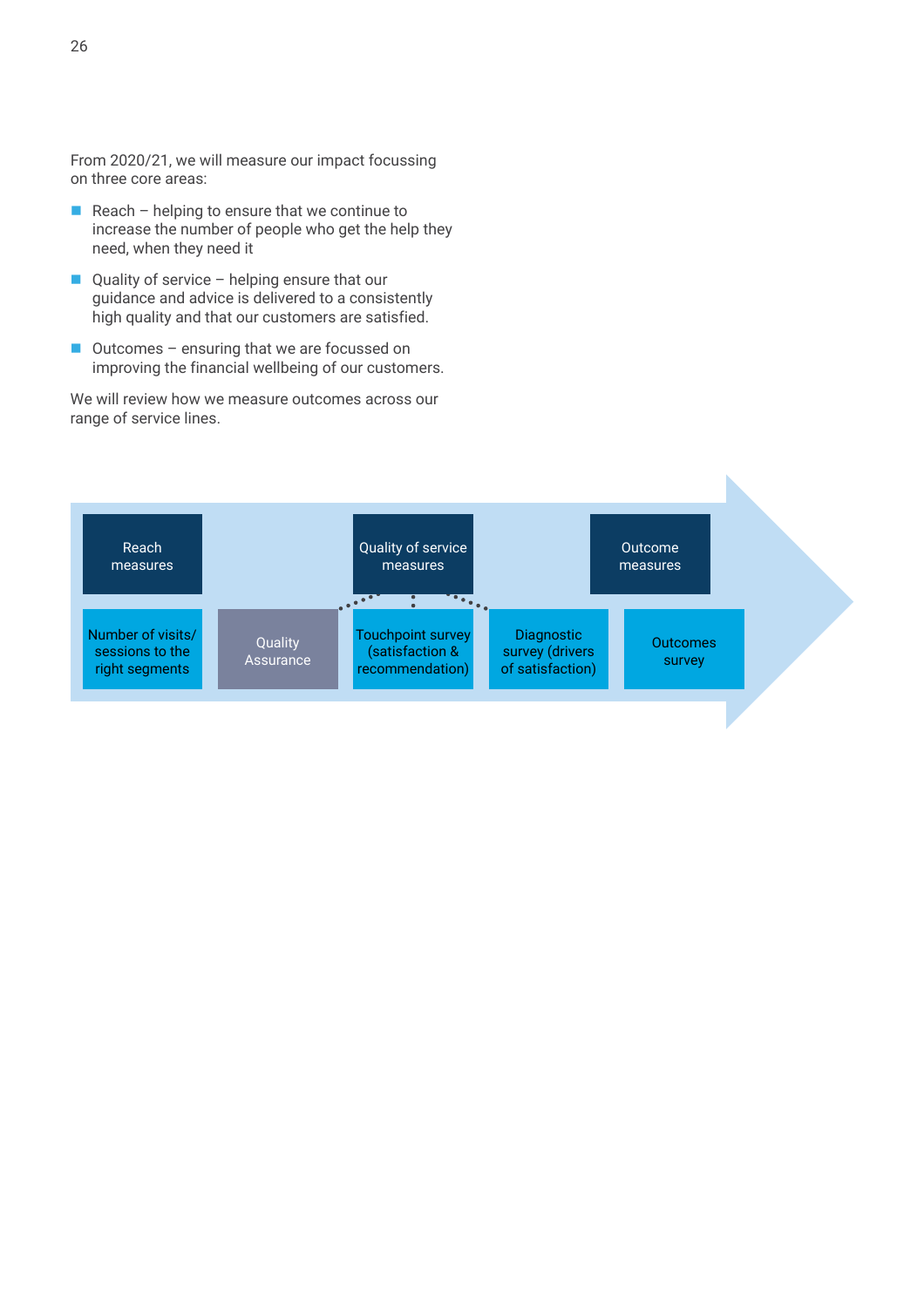From 2020/21, we will measure our impact focussing on three core areas:

- Reach – helping to ensure that we continue to increase the number of people who get the help they need, when they need it
- Quality of service – helping ensure that our guidance and advice is delivered to a consistently high quality and that our customers are satisfied.
- Outcomes – ensuring that we are focussed on improving the financial wellbeing of our customers.

We will review how we measure outcomes across our range of service lines.

| Reach measures | | Quality of service measures | | Outcome measures |
|---|---|---|---|---|
| Number of visits/ sessions to the right segments | Quality Assurance | Touchpoint survey (satisfaction & recommendation) | Diagnostic survey (drivers of satisfaction) | Outcomes survey |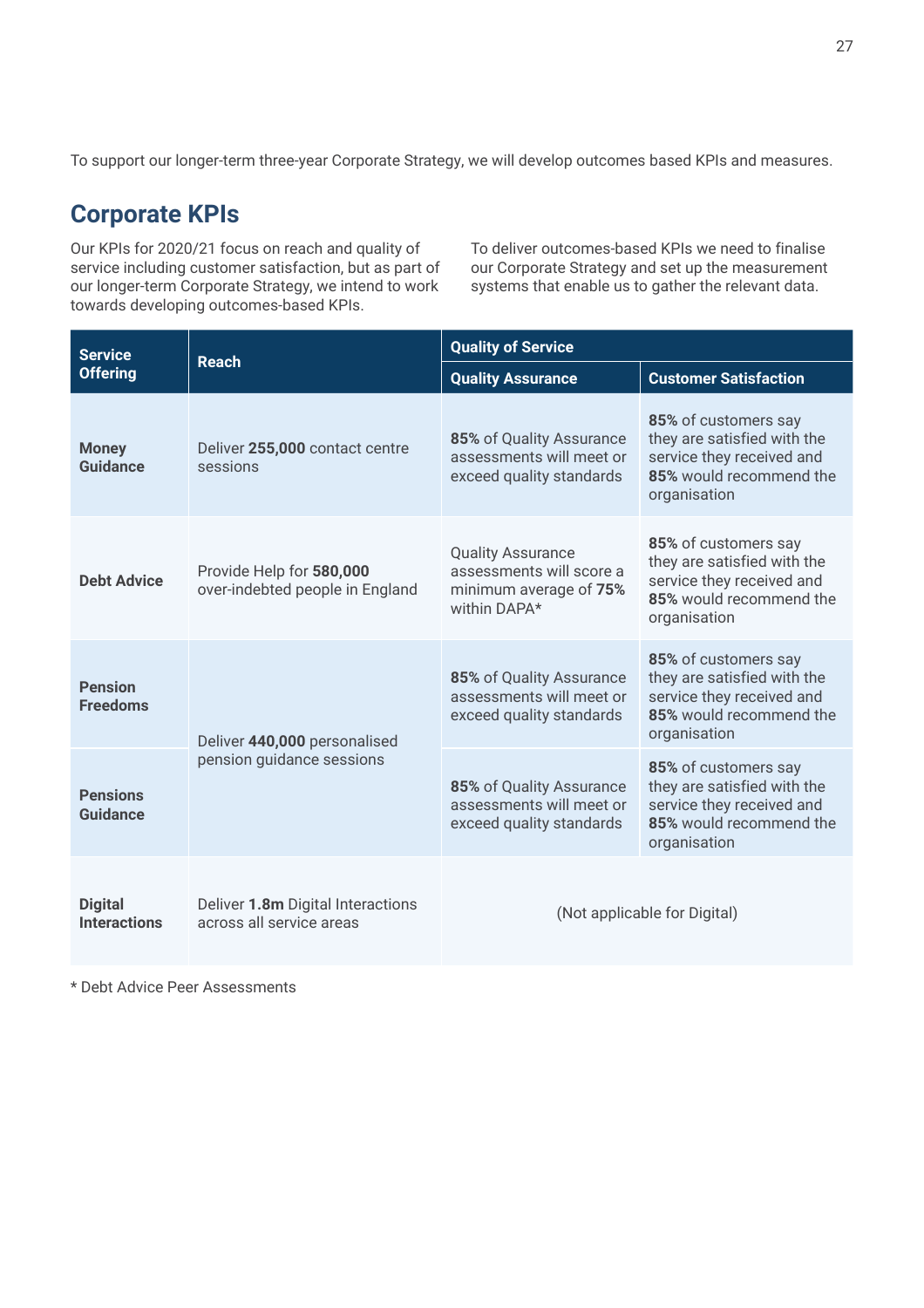To support our longer-term three-year Corporate Strategy, we will develop outcomes based KPIs and measures.

## Corporate KPIs

Our KPIs for 2020/21 focus on reach and quality of service including customer satisfaction, but as part of our longer-term Corporate Strategy, we intend to work towards developing outcomes-based KPIs.

To deliver outcomes-based KPIs we need to finalise our Corporate Strategy and set up the measurement systems that enable us to gather the relevant data.

| Service Offering | Reach | Quality of Service | |
|---|---|---|---|
| | | Quality Assurance | Customer Satisfaction |
| **Money Guidance** | Deliver **255,000** contact centre sessions | **85%** of Quality Assurance assessments will meet or exceed quality standards | **85%** of customers say they are satisfied with the service they received and **85%** would recommend the organisation |
| **Debt Advice** | Provide Help for **580,000** over-indebted people in England | Quality Assurance assessments will score a minimum average of **75%** within DAPA* | **85%** of customers say they are satisfied with the service they received and **85%** would recommend the organisation |
| **Pension Freedoms** | Deliver **440,000** personalised pension guidance sessions | **85%** of Quality Assurance assessments will meet or exceed quality standards | **85%** of customers say they are satisfied with the service they received and **85%** would recommend the organisation |
| **Pensions Guidance** | | **85%** of Quality Assurance assessments will meet or exceed quality standards | **85%** of customers say they are satisfied with the service they received and **85%** would recommend the organisation |
| **Digital Interactions** | Deliver **1.8m** Digital Interactions across all service areas | (Not applicable for Digital) | |

\* Debt Advice Peer Assessments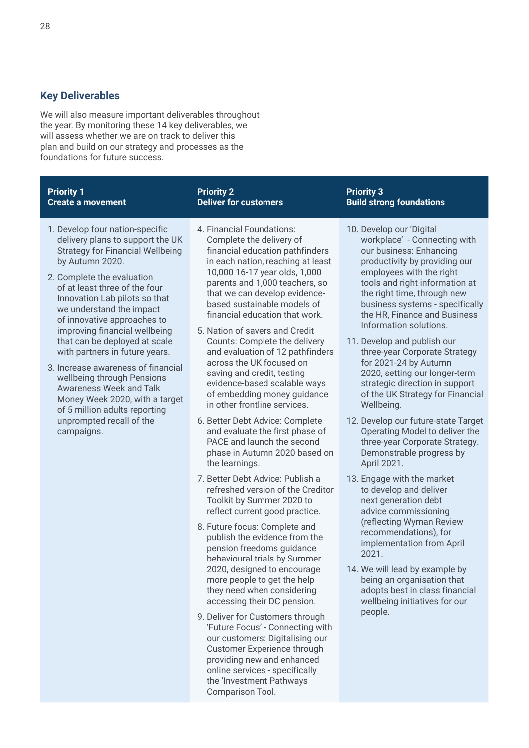## Key Deliverables

We will also measure important deliverables throughout the year. By monitoring these 14 key deliverables, we will assess whether we are on track to deliver this plan and build on our strategy and processes as the foundations for future success.

### Priority 1 – Create a movement

1. Develop four nation-specific delivery plans to support the UK Strategy for Financial Wellbeing by Autumn 2020.
2. Complete the evaluation of at least three of the four Innovation Lab pilots so that we understand the impact of innovative approaches to improving financial wellbeing that can be deployed at scale with partners in future years.
3. Increase awareness of financial wellbeing through Pensions Awareness Week and Talk Money Week 2020, with a target of 5 million adults reporting unprompted recall of the campaigns.

### Priority 2 – Deliver for customers

4. Financial Foundations: Complete the delivery of financial education pathfinders in each nation, reaching at least 10,000 16-17 year olds, 1,000 parents and 1,000 teachers, so that we can develop evidence-based sustainable models of financial education that work.
5. Nation of savers and Credit Counts: Complete the delivery and evaluation of 12 pathfinders across the UK focused on saving and credit, testing evidence-based scalable ways of embedding money guidance in other frontline services.
6. Better Debt Advice: Complete and evaluate the first phase of PACE and launch the second phase in Autumn 2020 based on the learnings.
7. Better Debt Advice: Publish a refreshed version of the Creditor Toolkit by Summer 2020 to reflect current good practice.
8. Future focus: Complete and publish the evidence from the pension freedoms guidance behavioural trials by Summer 2020, designed to encourage more people to get the help they need when considering accessing their DC pension.
9. Deliver for Customers through 'Future Focus' - Connecting with our customers: Digitalising our Customer Experience through providing new and enhanced online services - specifically the 'Investment Pathways Comparison Tool.

### Priority 3 – Build strong foundations

10. Develop our 'Digital workplace' - Connecting with our business: Enhancing productivity by providing our employees with the right tools and right information at the right time, through new business systems - specifically the HR, Finance and Business Information solutions.
11. Develop and publish our three-year Corporate Strategy for 2021-24 by Autumn 2020, setting our longer-term strategic direction in support of the UK Strategy for Financial Wellbeing.
12. Develop our future-state Target Operating Model to deliver the three-year Corporate Strategy. Demonstrable progress by April 2021.
13. Engage with the market to develop and deliver next generation debt advice commissioning (reflecting Wyman Review recommendations), for implementation from April 2021.
14. We will lead by example by being an organisation that adopts best in class financial wellbeing initiatives for our people.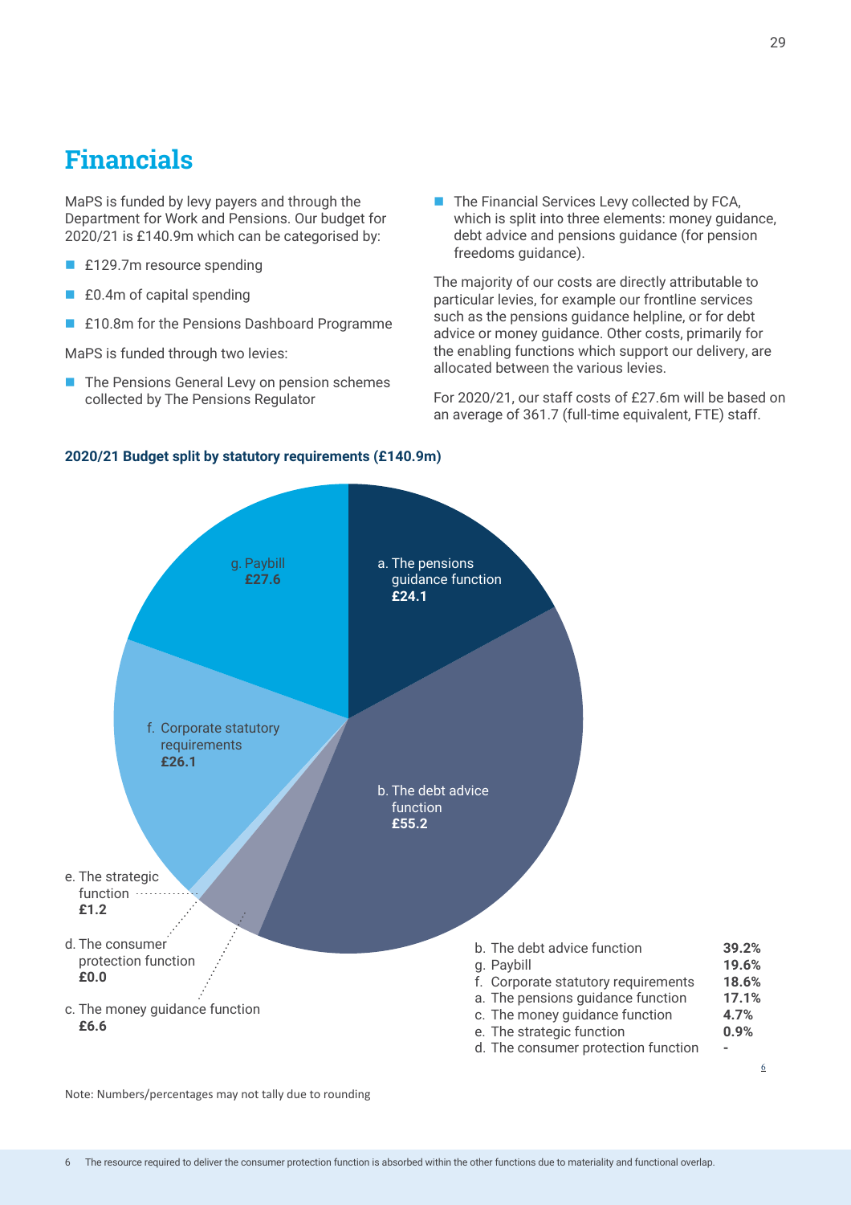## Financials

MaPS is funded by levy payers and through the Department for Work and Pensions. Our budget for 2020/21 is £140.9m which can be categorised by:

- £129.7m resource spending
- £0.4m of capital spending
- £10.8m for the Pensions Dashboard Programme

MaPS is funded through two levies:

- The Pensions General Levy on pension schemes collected by The Pensions Regulator
- The Financial Services Levy collected by FCA, which is split into three elements: money guidance, debt advice and pensions guidance (for pension freedoms guidance).

The majority of our costs are directly attributable to particular levies, for example our frontline services such as the pensions guidance helpline, or for debt advice or money guidance. Other costs, primarily for the enabling functions which support our delivery, are allocated between the various levies.

For 2020/21, our staff costs of £27.6m will be based on an average of 361.7 (full-time equivalent, FTE) staff.

**2020/21 Budget split by statutory requirements (£140.9m)**

- a. The pensions guidance function **£24.1**
- b. The debt advice function **£55.2**
- c. The money guidance function **£6.6**
- d. The consumer protection function **£0.0**
- e. The strategic function **£1.2**
- f. Corporate statutory requirements **£26.1**
- g. Paybill **£27.6**

| | |
|---|---|
| b. The debt advice function | **39.2%** |
| g. Paybill | **19.6%** |
| f. Corporate statutory requirements | **18.6%** |
| a. The pensions guidance function | **17.1%** |
| c. The money guidance function | **4.7%** |
| e. The strategic function | **0.9%** |
| d. The consumer protection function | **-** [6] |

Note: Numbers/percentages may not tally due to rounding

6 The resource required to deliver the consumer protection function is absorbed within the other functions due to materiality and functional overlap.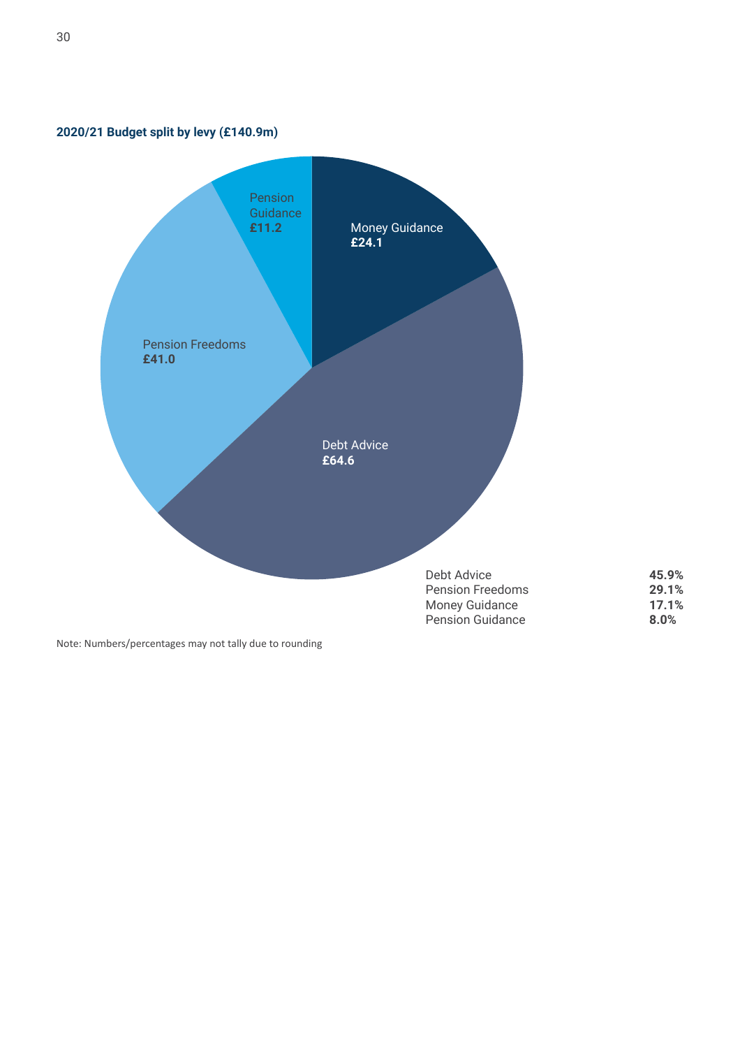**2020/21 Budget split by levy (£140.9m)**

Pension Guidance **£11.2**

Money Guidance **£24.1**

Pension Freedoms **£41.0**

Debt Advice **£64.6**

| | |
|---|---|
| Debt Advice | **45.9%** |
| Pension Freedoms | **29.1%** |
| Money Guidance | **17.1%** |
| Pension Guidance | **8.0%** |

Note: Numbers/percentages may not tally due to rounding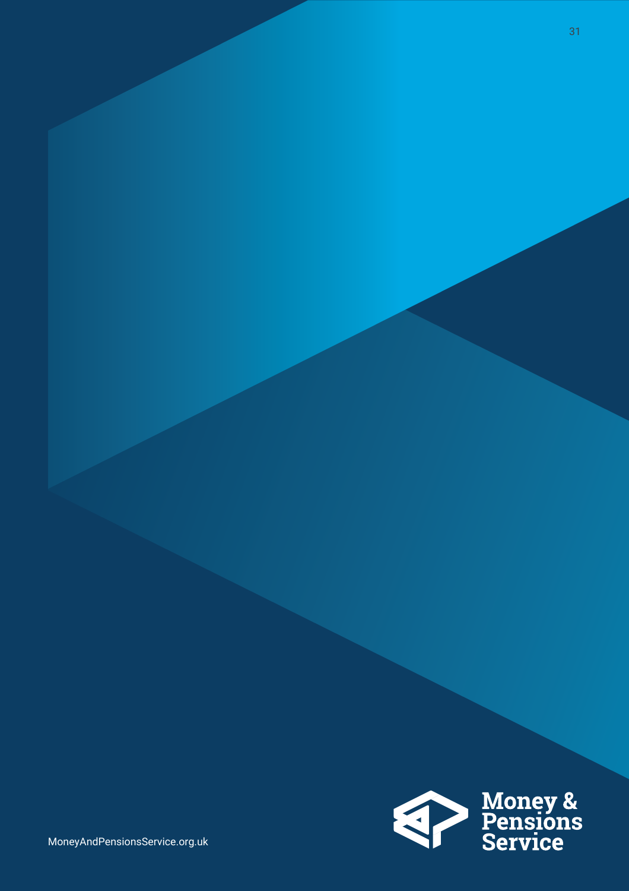MoneyAndPensionsService.org.uk

Money & Pensions Service